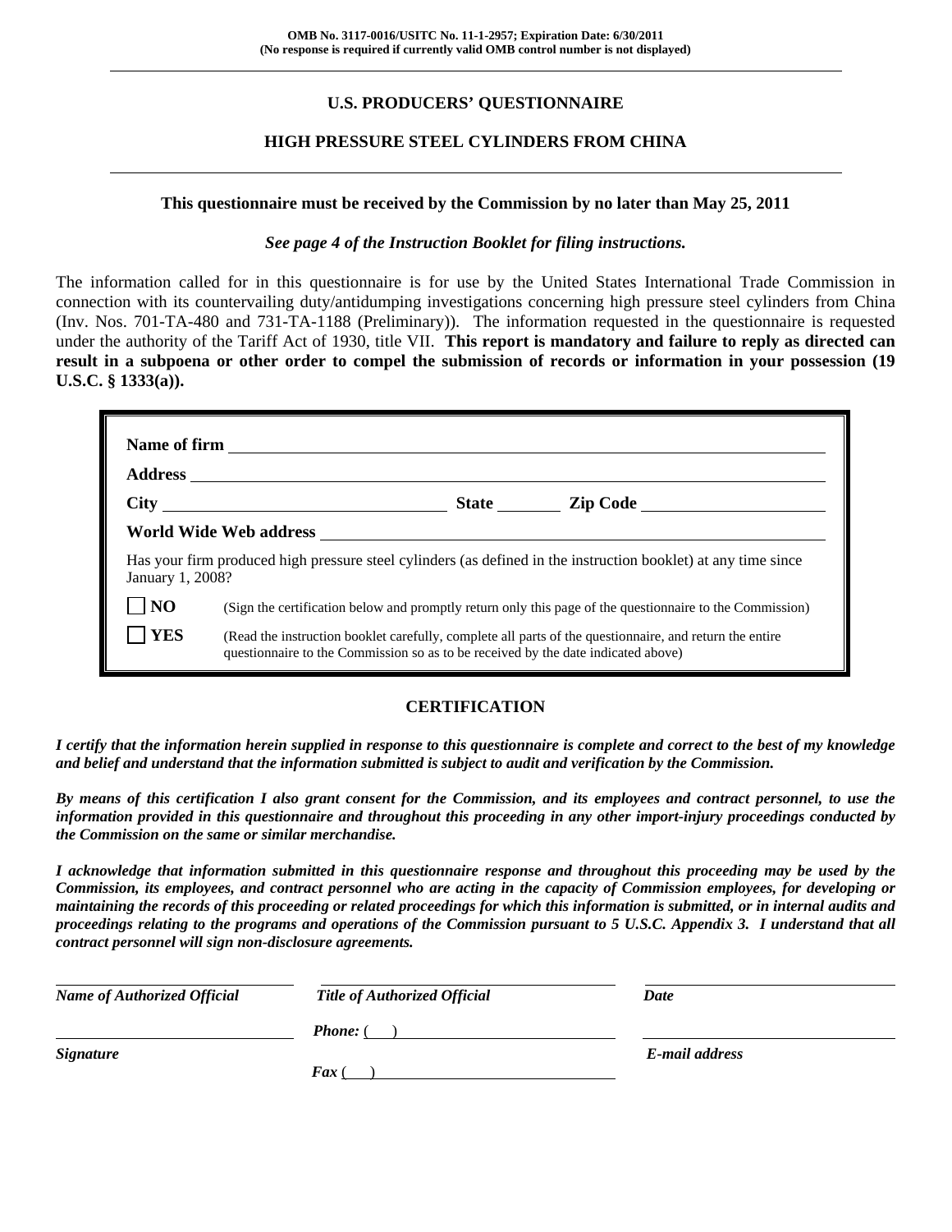**OMB No. 3117-0016/USITC No. 11-1-2957; Expiration Date: 6/30/2011**
**(No response is required if currently valid OMB control number is not displayed)**

---

## U.S. PRODUCERS' QUESTIONNAIRE

## HIGH PRESSURE STEEL CYLINDERS FROM CHINA

---

**This questionnaire must be received by the Commission by no later than May 25, 2011**

***See page 4 of the Instruction Booklet for filing instructions.***

The information called for in this questionnaire is for use by the United States International Trade Commission in connection with its countervailing duty/antidumping investigations concerning high pressure steel cylinders from China (Inv. Nos. 701-TA-480 and 731-TA-1188 (Preliminary)). The information requested in the questionnaire is requested under the authority of the Tariff Act of 1930, title VII. **This report is mandatory and failure to reply as directed can result in a subpoena or other order to compel the submission of records or information in your possession (19 U.S.C. § 1333(a)).**

**Name of firm** ______________________________

**Address** ______________________________

**City** ______________ **State** ________ **Zip Code** ______________

**World Wide Web address** ______________________________

Has your firm produced high pressure steel cylinders (as defined in the instruction booklet) at any time since January 1, 2008?

☐ **NO** (Sign the certification below and promptly return only this page of the questionnaire to the Commission)

☐ **YES** (Read the instruction booklet carefully, complete all parts of the questionnaire, and return the entire questionnaire to the Commission so as to be received by the date indicated above)

### CERTIFICATION

***I certify that the information herein supplied in response to this questionnaire is complete and correct to the best of my knowledge and belief and understand that the information submitted is subject to audit and verification by the Commission.***

***By means of this certification I also grant consent for the Commission, and its employees and contract personnel, to use the information provided in this questionnaire and throughout this proceeding in any other import-injury proceedings conducted by the Commission on the same or similar merchandise.***

***I acknowledge that information submitted in this questionnaire response and throughout this proceeding may be used by the Commission, its employees, and contract personnel who are acting in the capacity of Commission employees, for developing or maintaining the records of this proceeding or related proceedings for which this information is submitted, or in internal audits and proceedings relating to the programs and operations of the Commission pursuant to 5 U.S.C. Appendix 3. I understand that all contract personnel will sign non-disclosure agreements.***

| ______________________ | ______________________ | ______________________ |
|---|---|---|
| ***Name of Authorized Official*** | ***Title of Authorized Official*** | ***Date*** |
| ______________________ | ***Phone:*** (   ) ______________ | ______________________ |
| ***Signature*** | ***Fax*** (   ) ______________ | ***E-mail address*** |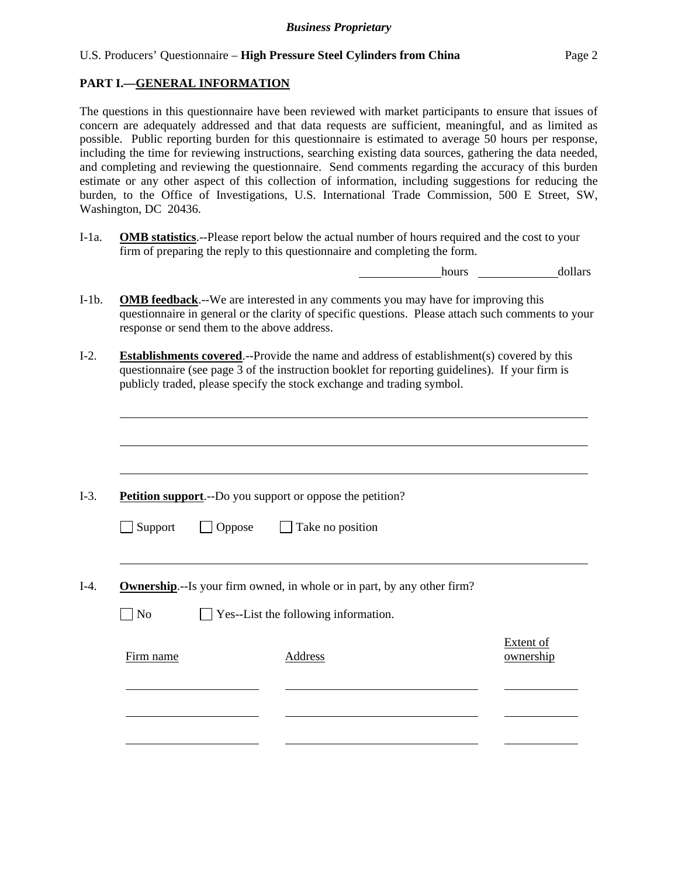## PART I.—GENERAL INFORMATION

The questions in this questionnaire have been reviewed with market participants to ensure that issues of concern are adequately addressed and that data requests are sufficient, meaningful, and as limited as possible. Public reporting burden for this questionnaire is estimated to average 50 hours per response, including the time for reviewing instructions, searching existing data sources, gathering the data needed, and completing and reviewing the questionnaire. Send comments regarding the accuracy of this burden estimate or any other aspect of this collection of information, including suggestions for reducing the burden, to the Office of Investigations, U.S. International Trade Commission, 500 E Street, SW, Washington, DC 20436.

I-1a. **OMB statistics**.--Please report below the actual number of hours required and the cost to your firm of preparing the reply to this questionnaire and completing the form.

\_\_\_\_\_\_\_\_\_\_\_\_ hours \_\_\_\_\_\_\_\_\_\_\_\_ dollars

I-1b. **OMB feedback**.--We are interested in any comments you may have for improving this questionnaire in general or the clarity of specific questions. Please attach such comments to your response or send them to the above address.

I-2. **Establishments covered**.--Provide the name and address of establishment(s) covered by this questionnaire (see page 3 of the instruction booklet for reporting guidelines). If your firm is publicly traded, please specify the stock exchange and trading symbol.

\_\_\_\_\_\_\_\_\_\_\_\_\_\_\_\_\_\_\_\_\_\_\_\_\_\_\_\_\_\_\_\_\_\_\_\_\_\_\_\_\_\_\_\_\_\_\_\_\_\_\_\_\_\_\_\_\_\_\_\_

\_\_\_\_\_\_\_\_\_\_\_\_\_\_\_\_\_\_\_\_\_\_\_\_\_\_\_\_\_\_\_\_\_\_\_\_\_\_\_\_\_\_\_\_\_\_\_\_\_\_\_\_\_\_\_\_\_\_\_\_

\_\_\_\_\_\_\_\_\_\_\_\_\_\_\_\_\_\_\_\_\_\_\_\_\_\_\_\_\_\_\_\_\_\_\_\_\_\_\_\_\_\_\_\_\_\_\_\_\_\_\_\_\_\_\_\_\_\_\_\_

I-3. **Petition support**.--Do you support or oppose the petition?

☐ Support ☐ Oppose ☐ Take no position

\_\_\_\_\_\_\_\_\_\_\_\_\_\_\_\_\_\_\_\_\_\_\_\_\_\_\_\_\_\_\_\_\_\_\_\_\_\_\_\_\_\_\_\_\_\_\_\_\_\_\_\_\_\_\_\_\_\_\_\_

I-4. **Ownership**.--Is your firm owned, in whole or in part, by any other firm?

☐ No ☐ Yes--List the following information.

| Firm name | Address | Extent of ownership |
|---|---|---|
| | | |
| | | |
| | | |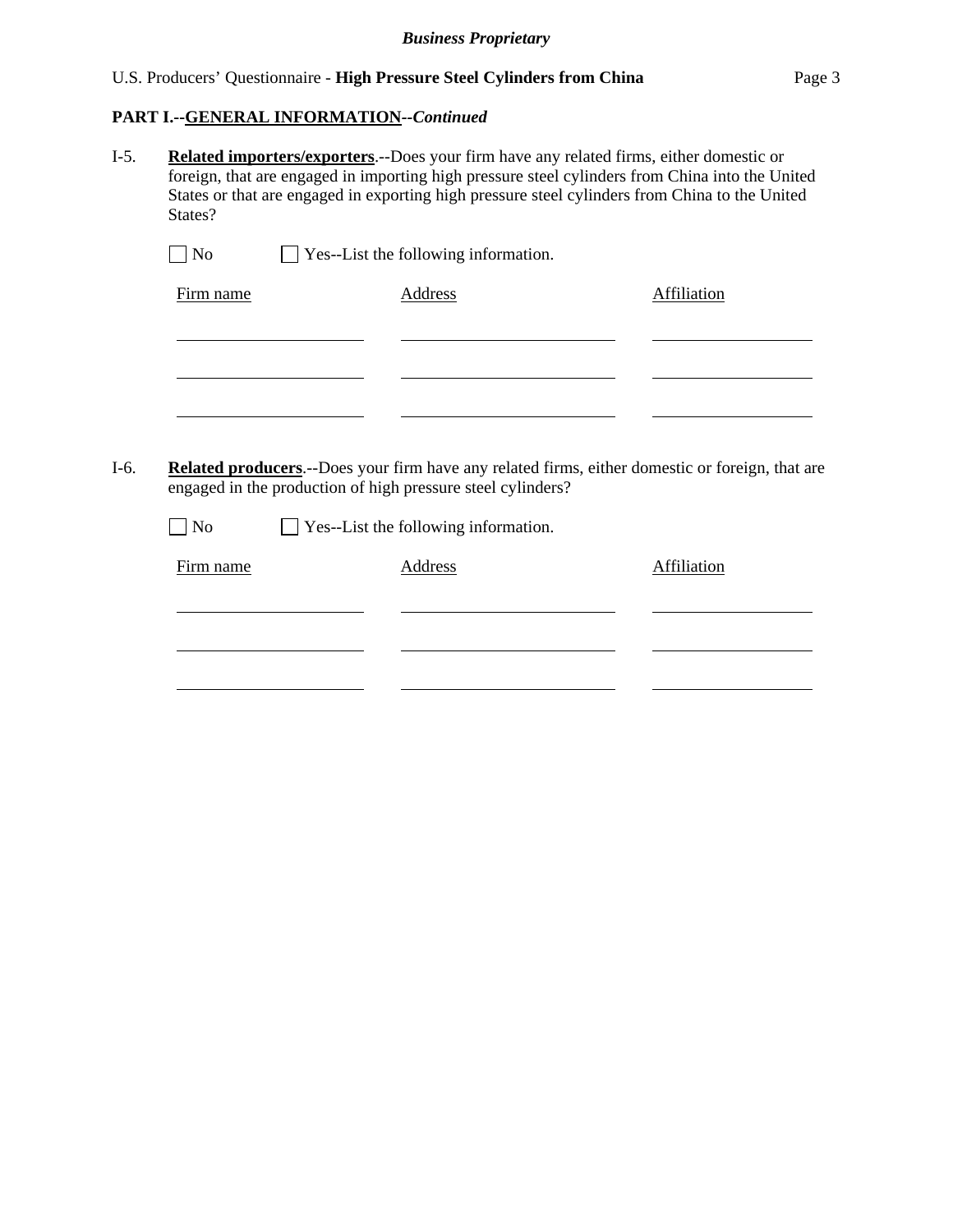**PART I.--GENERAL INFORMATION--*Continued***

I-5. **Related importers/exporters**.--Does your firm have any related firms, either domestic or foreign, that are engaged in importing high pressure steel cylinders from China into the United States or that are engaged in exporting high pressure steel cylinders from China to the United States?

☐ No ☐ Yes--List the following information.

| Firm name | Address | Affiliation |
|---|---|---|
| | | |
| | | |
| | | |

I-6. **Related producers**.--Does your firm have any related firms, either domestic or foreign, that are engaged in the production of high pressure steel cylinders?

☐ No ☐ Yes--List the following information.

| Firm name | Address | Affiliation |
|---|---|---|
| | | |
| | | |
| | | |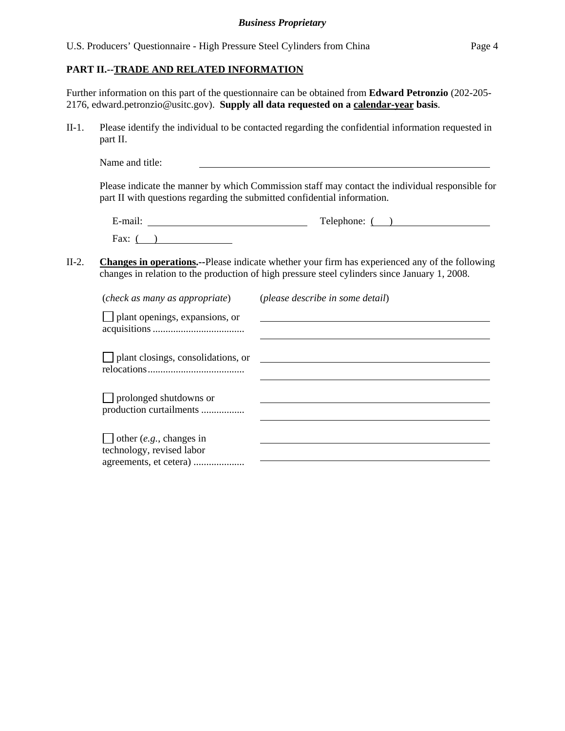**PART II.--TRADE AND RELATED INFORMATION**

Further information on this part of the questionnaire can be obtained from **Edward Petronzio** (202-205-2176, edward.petronzio@usitc.gov). **Supply all data requested on a calendar-year basis**.

II-1. Please identify the individual to be contacted regarding the confidential information requested in part II.

Name and title: ______________________________

Please indicate the manner by which Commission staff may contact the individual responsible for part II with questions regarding the submitted confidential information.

E-mail: ______________________ Telephone: (   ) ______________________

Fax: (   ) ______________

II-2. **Changes in operations.--**Please indicate whether your firm has experienced any of the following changes in relation to the production of high pressure steel cylinders since January 1, 2008.

| (*check as many as appropriate*) | (*please describe in some detail*) |
|---|---|
| ☐ plant openings, expansions, or acquisitions .................................... | |
| ☐ plant closings, consolidations, or relocations...................................... | |
| ☐ prolonged shutdowns or production curtailments ................. | |
| ☐ other (*e.g.*, changes in technology, revised labor agreements, et cetera) .................... | |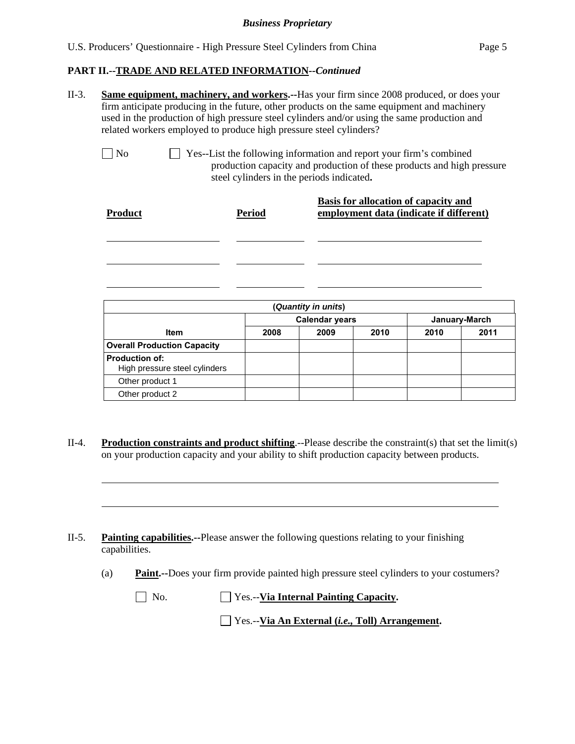**Business Proprietary**

## PART II.--TRADE AND RELATED INFORMATION--*Continued*

II-3. **Same equipment, machinery, and workers.--**Has your firm since 2008 produced, or does your firm anticipate producing in the future, other products on the same equipment and machinery used in the production of high pressure steel cylinders and/or using the same production and related workers employed to produce high pressure steel cylinders?

☐ No ☐ Yes--List the following information and report your firm's combined production capacity and production of these products and high pressure steel cylinders in the periods indicated**.**

| **Product** | **Period** | **Basis for allocation of capacity and employment data (indicate if different)** |
|---|---|---|
| | | |
| | | |
| | | |

| (*Quantity in units*) | | | | | |
|---|---|---|---|---|---|
| | **Calendar years** | | | **January-March** | |
| **Item** | **2008** | **2009** | **2010** | **2010** | **2011** |
| **Overall Production Capacity** | | | | | |
| **Production of:** High pressure steel cylinders | | | | | |
| Other product 1 | | | | | |
| Other product 2 | | | | | |

II-4. **Production constraints and product shifting**.--Please describe the constraint(s) that set the limit(s) on your production capacity and your ability to shift production capacity between products.

II-5. **Painting capabilities.--**Please answer the following questions relating to your finishing capabilities.

(a) **Paint.--**Does your firm provide painted high pressure steel cylinders to your costumers?

☐ No. ☐ Yes.--**Via Internal Painting Capacity.**

☐ Yes.--**Via An External (*i.e.,* Toll) Arrangement.**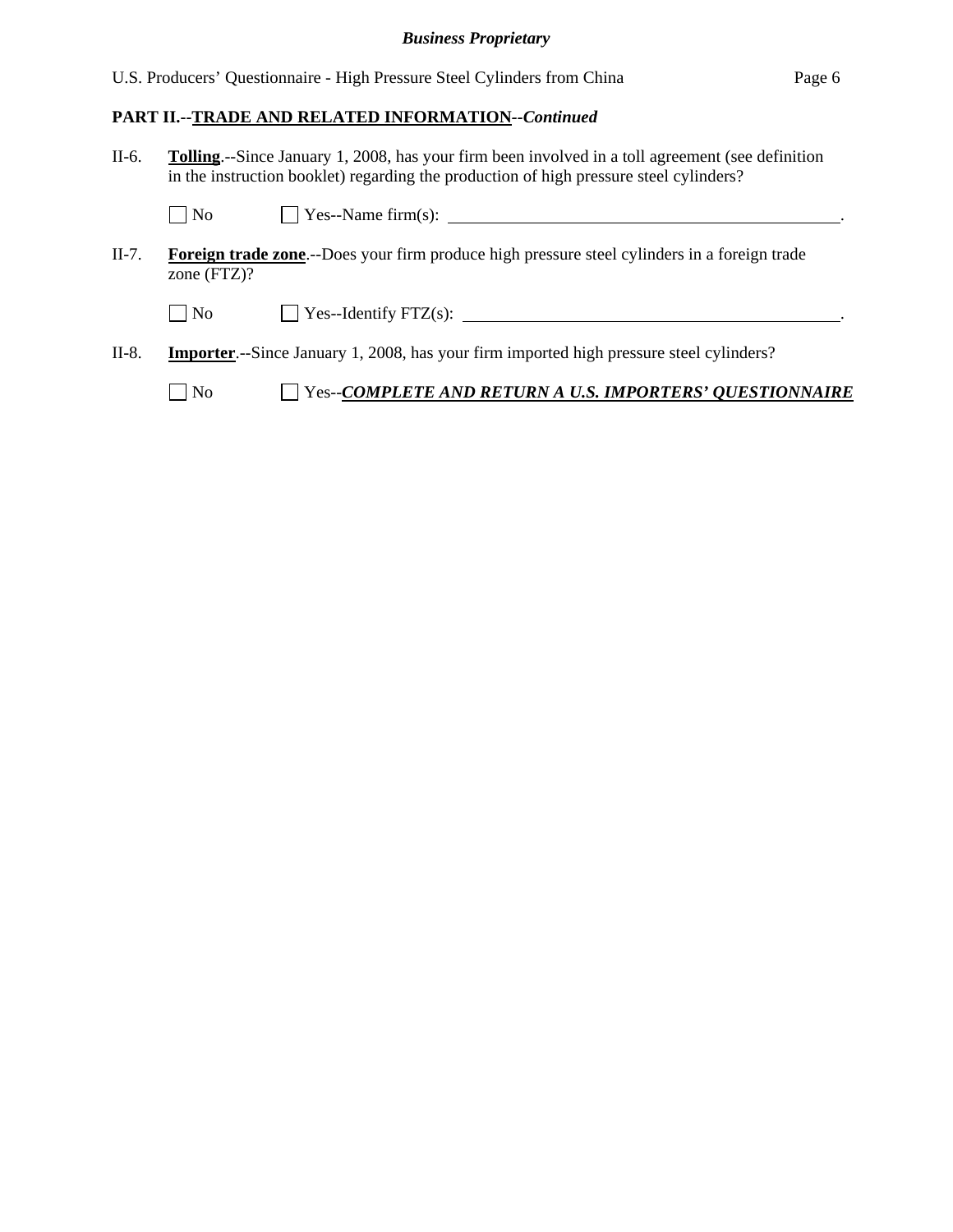**PART II.--TRADE AND RELATED INFORMATION--*Continued***

II-6. **Tolling**.--Since January 1, 2008, has your firm been involved in a toll agreement (see definition in the instruction booklet) regarding the production of high pressure steel cylinders?

☐ No ☐ Yes--Name firm(s): ______________________________________________.

II-7. **Foreign trade zone**.--Does your firm produce high pressure steel cylinders in a foreign trade zone (FTZ)?

☐ No ☐ Yes--Identify FTZ(s): ______________________________________________.

II-8. **Importer**.--Since January 1, 2008, has your firm imported high pressure steel cylinders?

☐ No ☐ Yes--***COMPLETE AND RETURN A U.S. IMPORTERS' QUESTIONNAIRE***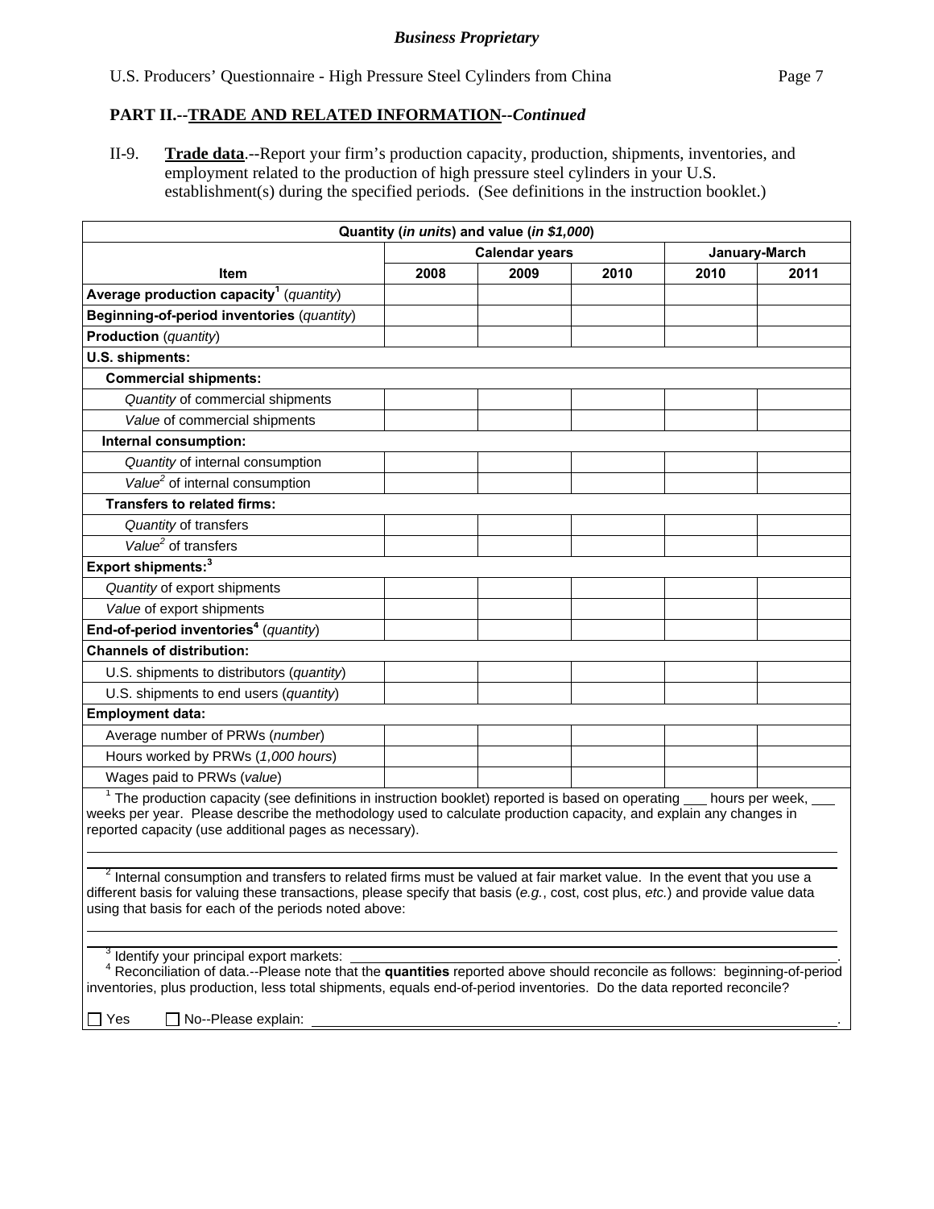**Business Proprietary**

## PART II.--TRADE AND RELATED INFORMATION--*Continued*

II-9. **Trade data**.--Report your firm's production capacity, production, shipments, inventories, and employment related to the production of high pressure steel cylinders in your U.S. establishment(s) during the specified periods. (See definitions in the instruction booklet.)

| Quantity (*in units*) and value (*in $1,000*) | | | | | |
|---|---|---|---|---|---|
| | Calendar years | | | January-March | |
| **Item** | **2008** | **2009** | **2010** | **2010** | **2011** |
| **Average production capacity**[1] (*quantity*) | | | | | |
| **Beginning-of-period inventories** (*quantity*) | | | | | |
| **Production** (*quantity*) | | | | | |
| **U.S. shipments:** | | | | | |
| **Commercial shipments:** | | | | | |
| *Quantity* of commercial shipments | | | | | |
| *Value* of commercial shipments | | | | | |
| **Internal consumption:** | | | | | |
| *Quantity* of internal consumption | | | | | |
| *Value*[2] of internal consumption | | | | | |
| **Transfers to related firms:** | | | | | |
| *Quantity* of transfers | | | | | |
| *Value*[2] of transfers | | | | | |
| **Export shipments:**[3] | | | | | |
| *Quantity* of export shipments | | | | | |
| *Value* of export shipments | | | | | |
| **End-of-period inventories**[4] (*quantity*) | | | | | |
| **Channels of distribution:** | | | | | |
| U.S. shipments to distributors (*quantity*) | | | | | |
| U.S. shipments to end users (*quantity*) | | | | | |
| **Employment data:** | | | | | |
| Average number of PRWs (*number*) | | | | | |
| Hours worked by PRWs (*1,000 hours*) | | | | | |
| Wages paid to PRWs (*value*) | | | | | |

[1] The production capacity (see definitions in instruction booklet) reported is based on operating ___ hours per week, ___ weeks per year. Please describe the methodology used to calculate production capacity, and explain any changes in reported capacity (use additional pages as necessary).

______________________________________________________________________________

[2] Internal consumption and transfers to related firms must be valued at fair market value. In the event that you use a different basis for valuing these transactions, please specify that basis (*e.g.*, cost, cost plus, *etc.*) and provide value data using that basis for each of the periods noted above:

______________________________________________________________________________

[3] Identify your principal export markets: ______________________________________.

[4] Reconciliation of data.--Please note that the **quantities** reported above should reconcile as follows: beginning-of-period inventories, plus production, less total shipments, equals end-of-period inventories. Do the data reported reconcile?

☐ Yes ☐ No--Please explain: ______________________________________.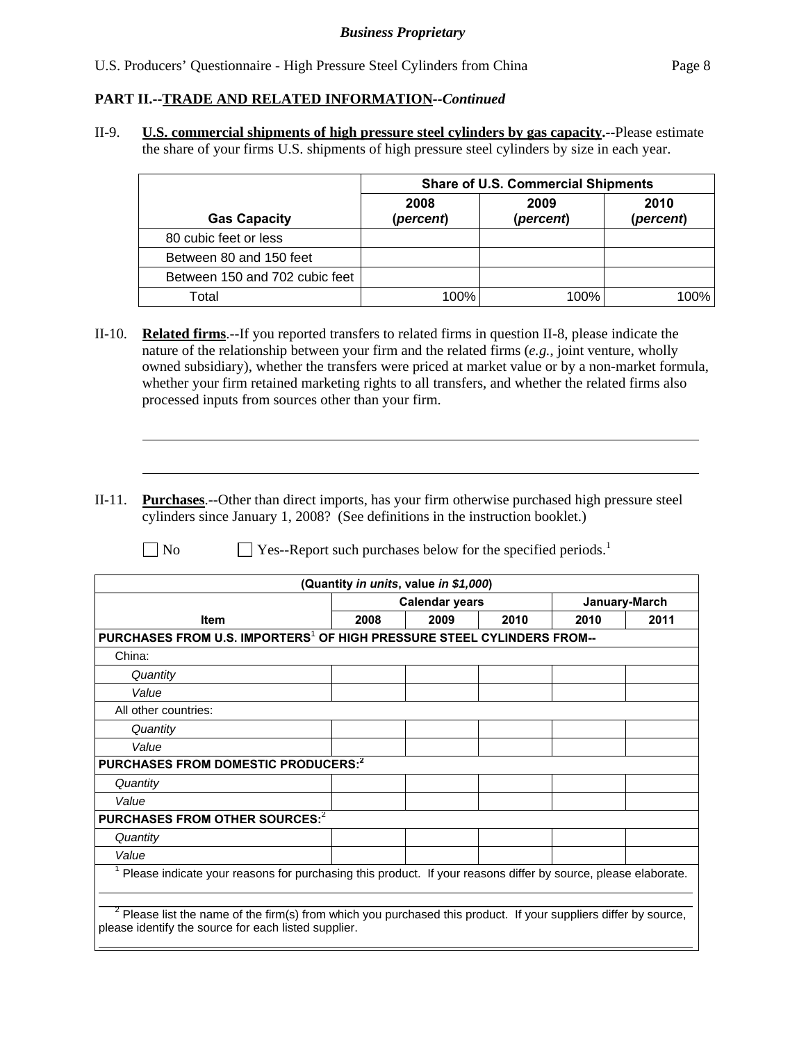**Business Proprietary**

## PART II.--TRADE AND RELATED INFORMATION--*Continued*

II-9. **U.S. commercial shipments of high pressure steel cylinders by gas capacity.**--Please estimate the share of your firms U.S. shipments of high pressure steel cylinders by size in each year.

| | Share of U.S. Commercial Shipments | | |
|---|---|---|---|
| **Gas Capacity** | **2008 (*percent*)** | **2009 (*percent*)** | **2010 (*percent*)** |
| 80 cubic feet or less | | | |
| Between 80 and 150 feet | | | |
| Between 150 and 702 cubic feet | | | |
| Total | 100% | 100% | 100% |

II-10. **Related firms**.--If you reported transfers to related firms in question II-8, please indicate the nature of the relationship between your firm and the related firms (*e.g.*, joint venture, wholly owned subsidiary), whether the transfers were priced at market value or by a non-market formula, whether your firm retained marketing rights to all transfers, and whether the related firms also processed inputs from sources other than your firm.

______________________________________________________________________

______________________________________________________________________

II-11. **Purchases**.--Other than direct imports, has your firm otherwise purchased high pressure steel cylinders since January 1, 2008? (See definitions in the instruction booklet.)

☐ No ☐ Yes--Report such purchases below for the specified periods.[1]

| (Quantity *in units*, value *in $1,000*) | | | | | |
|---|---|---|---|---|---|
| | **Calendar years** | | | **January-March** | |
| **Item** | **2008** | **2009** | **2010** | **2010** | **2011** |
| **PURCHASES FROM U.S. IMPORTERS[1] OF HIGH PRESSURE STEEL CYLINDERS FROM--** | | | | | |
| China: | | | | | |
| *Quantity* | | | | | |
| *Value* | | | | | |
| All other countries: | | | | | |
| *Quantity* | | | | | |
| *Value* | | | | | |
| **PURCHASES FROM DOMESTIC PRODUCERS:[2]** | | | | | |
| *Quantity* | | | | | |
| *Value* | | | | | |
| **PURCHASES FROM OTHER SOURCES:[2]** | | | | | |
| *Quantity* | | | | | |
| *Value* | | | | | |

[1] Please indicate your reasons for purchasing this product. If your reasons differ by source, please elaborate.

______________________________________________________________________

[2] Please list the name of the firm(s) from which you purchased this product. If your suppliers differ by source, please identify the source for each listed supplier.

______________________________________________________________________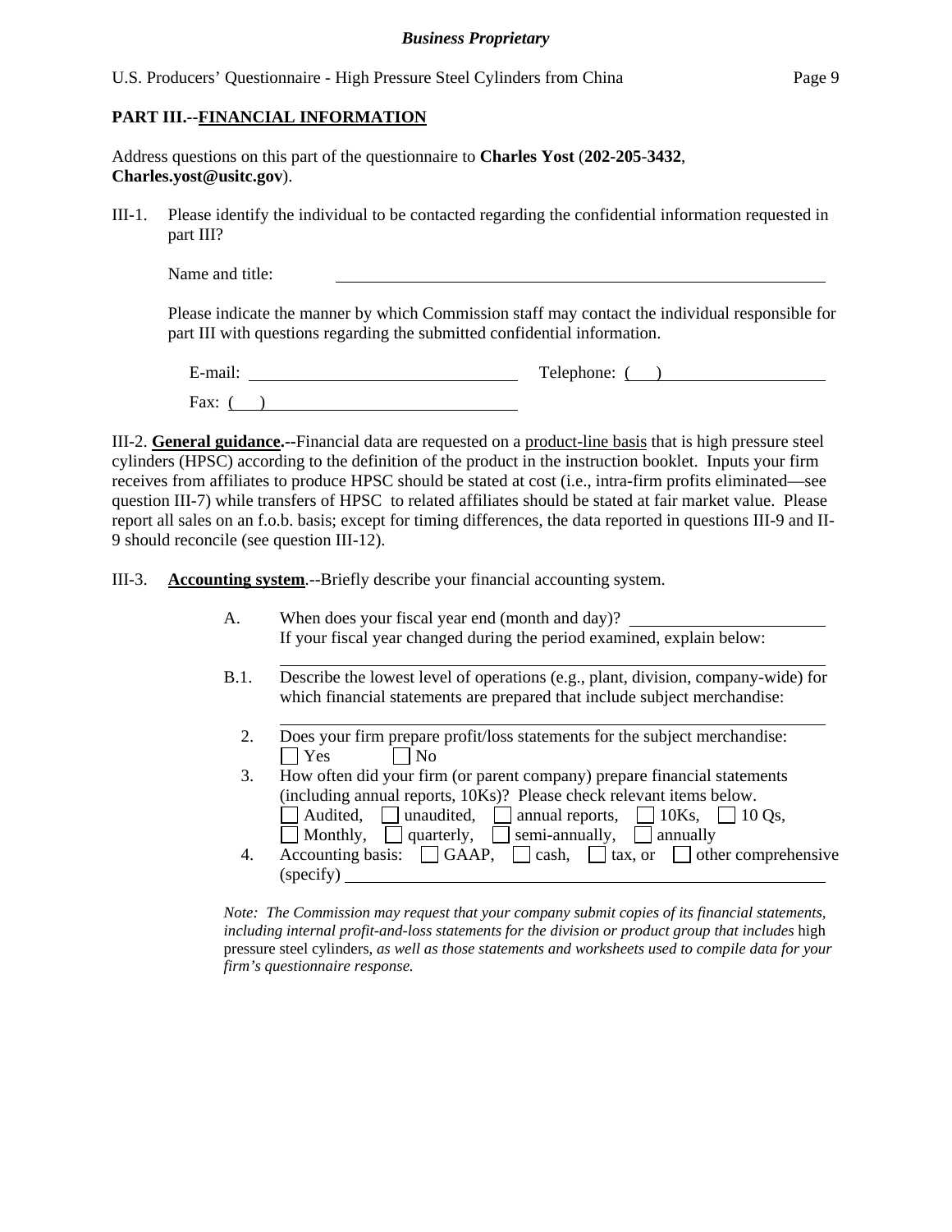**Business Proprietary**

**PART III.--FINANCIAL INFORMATION**

Address questions on this part of the questionnaire to **Charles Yost** (**202-205-3432**, **Charles.yost@usitc.gov**).

III-1. Please identify the individual to be contacted regarding the confidential information requested in part III?

Name and title: ______________________________

Please indicate the manner by which Commission staff may contact the individual responsible for part III with questions regarding the submitted confidential information.

E-mail: ______________________ Telephone: ( ) ______________________

Fax: ( ) ______________________

III-2. **General guidance.--**Financial data are requested on a product-line basis that is high pressure steel cylinders (HPSC) according to the definition of the product in the instruction booklet. Inputs your firm receives from affiliates to produce HPSC should be stated at cost (i.e., intra-firm profits eliminated—see question III-7) while transfers of HPSC to related affiliates should be stated at fair market value. Please report all sales on an f.o.b. basis; except for timing differences, the data reported in questions III-9 and II-9 should reconcile (see question III-12).

III-3. **Accounting system**.--Briefly describe your financial accounting system.

A. When does your fiscal year end (month and day)? ______________________
If your fiscal year changed during the period examined, explain below:
______________________________

B.1. Describe the lowest level of operations (e.g., plant, division, company-wide) for which financial statements are prepared that include subject merchandise:
______________________________

2. Does your firm prepare profit/loss statements for the subject merchandise:
☐ Yes ☐ No

3. How often did your firm (or parent company) prepare financial statements (including annual reports, 10Ks)? Please check relevant items below.
☐ Audited, ☐ unaudited, ☐ annual reports, ☐ 10Ks, ☐ 10 Qs,
☐ Monthly, ☐ quarterly, ☐ semi-annually, ☐ annually

4. Accounting basis: ☐ GAAP, ☐ cash, ☐ tax, or ☐ other comprehensive (specify) ______________________________

*Note: The Commission may request that your company submit copies of its financial statements, including internal profit-and-loss statements for the division or product group that includes* high pressure steel cylinders*, as well as those statements and worksheets used to compile data for your firm's questionnaire response.*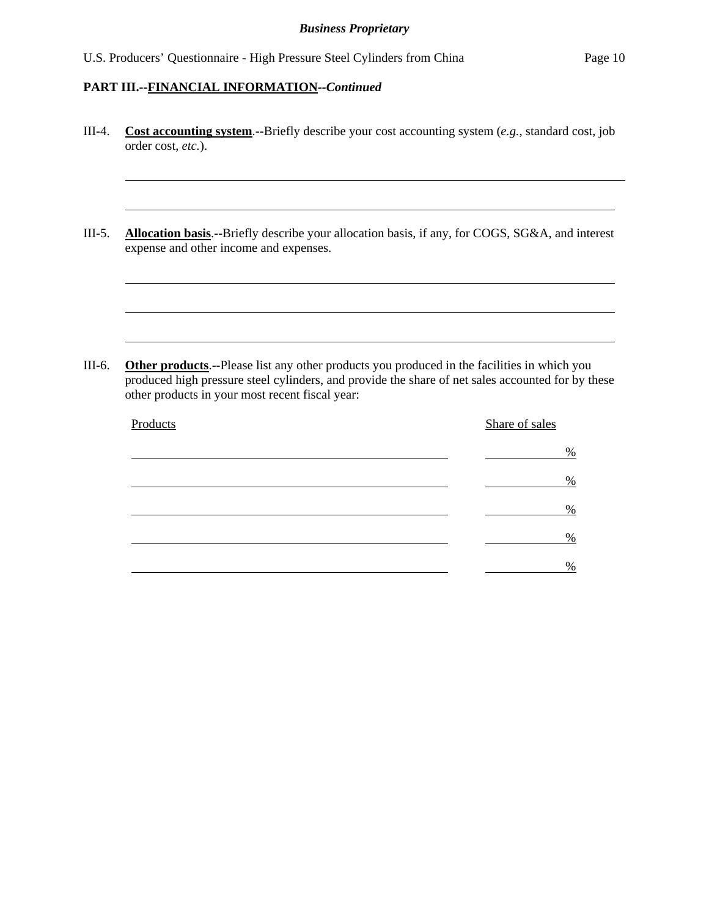**PART III.--FINANCIAL INFORMATION--*Continued***

III-4. **Cost accounting system**.--Briefly describe your cost accounting system (*e.g.*, standard cost, job order cost, *etc.*).

\_\_\_\_\_\_\_\_\_\_\_\_\_\_\_\_\_\_\_\_\_\_\_\_\_\_\_\_\_\_\_\_\_\_\_\_\_\_\_\_\_\_\_\_\_\_\_\_\_\_\_\_\_\_\_\_\_\_\_\_\_\_\_\_\_\_\_\_\_\_

\_\_\_\_\_\_\_\_\_\_\_\_\_\_\_\_\_\_\_\_\_\_\_\_\_\_\_\_\_\_\_\_\_\_\_\_\_\_\_\_\_\_\_\_\_\_\_\_\_\_\_\_\_\_\_\_\_\_\_\_\_\_\_\_\_\_\_\_\_\_

III-5. **Allocation basis**.--Briefly describe your allocation basis, if any, for COGS, SG&A, and interest expense and other income and expenses.

\_\_\_\_\_\_\_\_\_\_\_\_\_\_\_\_\_\_\_\_\_\_\_\_\_\_\_\_\_\_\_\_\_\_\_\_\_\_\_\_\_\_\_\_\_\_\_\_\_\_\_\_\_\_\_\_\_\_\_\_\_\_\_\_\_\_\_\_\_\_

\_\_\_\_\_\_\_\_\_\_\_\_\_\_\_\_\_\_\_\_\_\_\_\_\_\_\_\_\_\_\_\_\_\_\_\_\_\_\_\_\_\_\_\_\_\_\_\_\_\_\_\_\_\_\_\_\_\_\_\_\_\_\_\_\_\_\_\_\_\_

\_\_\_\_\_\_\_\_\_\_\_\_\_\_\_\_\_\_\_\_\_\_\_\_\_\_\_\_\_\_\_\_\_\_\_\_\_\_\_\_\_\_\_\_\_\_\_\_\_\_\_\_\_\_\_\_\_\_\_\_\_\_\_\_\_\_\_\_\_\_

III-6. **Other products**.--Please list any other products you produced in the facilities in which you produced high pressure steel cylinders, and provide the share of net sales accounted for by these other products in your most recent fiscal year:

| Products | Share of sales |
|---|---|
| | % |
| | % |
| | % |
| | % |
| | % |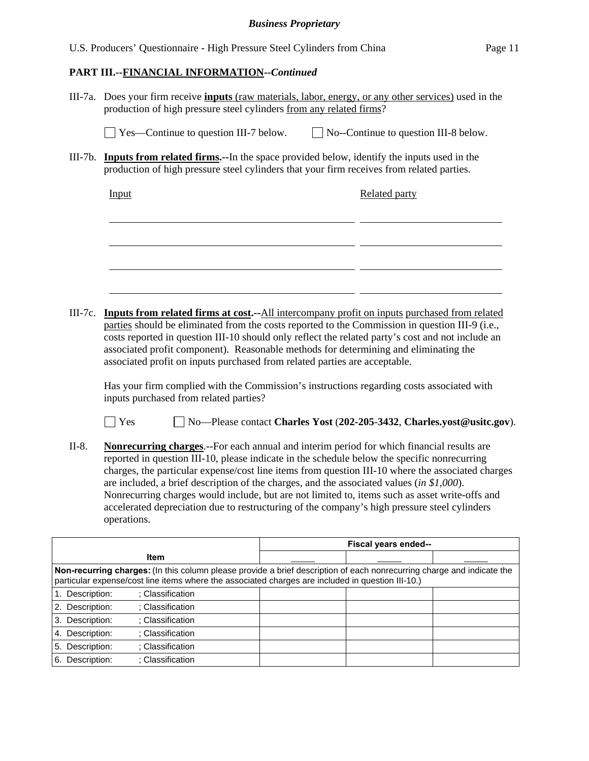**PART III.--FINANCIAL INFORMATION--*Continued***

III-7a. Does your firm receive **inputs** (raw materials, labor, energy, or any other services) used in the production of high pressure steel cylinders from any related firms?

☐ Yes—Continue to question III-7 below. ☐ No--Continue to question III-8 below.

III-7b. **Inputs from related firms.--**In the space provided below, identify the inputs used in the production of high pressure steel cylinders that your firm receives from related parties.

| Input | Related party |
|---|---|
| | |
| | |
| | |
| | |

III-7c. **Inputs from related firms at cost.--**All intercompany profit on inputs purchased from related parties should be eliminated from the costs reported to the Commission in question III-9 (i.e., costs reported in question III-10 should only reflect the related party's cost and not include an associated profit component). Reasonable methods for determining and eliminating the associated profit on inputs purchased from related parties are acceptable.

Has your firm complied with the Commission's instructions regarding costs associated with inputs purchased from related parties?

☐ Yes ☐ No—Please contact **Charles Yost** (**202-205-3432**, **Charles.yost@usitc.gov**).

II-8. **Nonrecurring charges**.--For each annual and interim period for which financial results are reported in question III-10, please indicate in the schedule below the specific nonrecurring charges, the particular expense/cost line items from question III-10 where the associated charges are included, a brief description of the charges, and the associated values (*in $1,000*). Nonrecurring charges would include, but are not limited to, items such as asset write-offs and accelerated depreciation due to restructuring of the company's high pressure steel cylinders operations.

| Item | Fiscal years ended-- | | |
|---|---|---|---|
| | _____ | _____ | _____ |
| **Non-recurring charges:** (In this column please provide a brief description of each nonrecurring charge and indicate the particular expense/cost line items where the associated charges are included in question III-10.) | | | |
| 1. Description: ; Classification | | | |
| 2. Description: ; Classification | | | |
| 3. Description: ; Classification | | | |
| 4. Description: ; Classification | | | |
| 5. Description: ; Classification | | | |
| 6. Description: ; Classification | | | |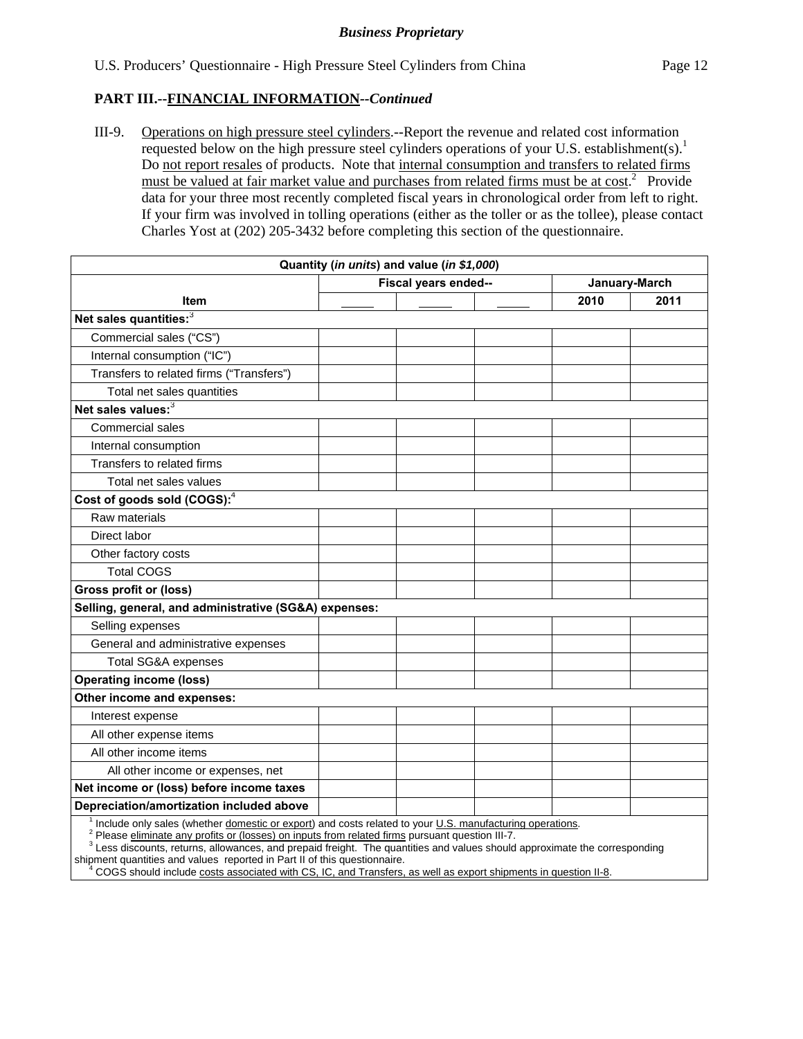**PART III.--FINANCIAL INFORMATION--*Continued***

III-9. Operations on high pressure steel cylinders.--Report the revenue and related cost information requested below on the high pressure steel cylinders operations of your U.S. establishment(s).[1] Do not report resales of products. Note that internal consumption and transfers to related firms must be valued at fair market value and purchases from related firms must be at cost.[2] Provide data for your three most recently completed fiscal years in chronological order from left to right. If your firm was involved in tolling operations (either as the toller or as the tollee), please contact Charles Yost at (202) 205-3432 before completing this section of the questionnaire.

| Quantity (*in units*) and value (*in $1,000*) | | | | | |
|---|---|---|---|---|---|
| | Fiscal years ended-- | | | January-March | |
| Item | _____ | _____ | _____ | 2010 | 2011 |
| **Net sales quantities:**[3] | | | | | |
| Commercial sales ("CS") | | | | | |
| Internal consumption ("IC") | | | | | |
| Transfers to related firms ("Transfers") | | | | | |
| Total net sales quantities | | | | | |
| **Net sales values:**[3] | | | | | |
| Commercial sales | | | | | |
| Internal consumption | | | | | |
| Transfers to related firms | | | | | |
| Total net sales values | | | | | |
| **Cost of goods sold (COGS):**[4] | | | | | |
| Raw materials | | | | | |
| Direct labor | | | | | |
| Other factory costs | | | | | |
| Total COGS | | | | | |
| **Gross profit or (loss)** | | | | | |
| **Selling, general, and administrative (SG&A) expenses:** | | | | | |
| Selling expenses | | | | | |
| General and administrative expenses | | | | | |
| Total SG&A expenses | | | | | |
| **Operating income (loss)** | | | | | |
| **Other income and expenses:** | | | | | |
| Interest expense | | | | | |
| All other expense items | | | | | |
| All other income items | | | | | |
| All other income or expenses, net | | | | | |
| **Net income or (loss) before income taxes** | | | | | |
| **Depreciation/amortization included above** | | | | | |

[1] Include only sales (whether domestic or export) and costs related to your U.S. manufacturing operations.
[2] Please eliminate any profits or (losses) on inputs from related firms pursuant question III-7.
[3] Less discounts, returns, allowances, and prepaid freight. The quantities and values should approximate the corresponding shipment quantities and values reported in Part II of this questionnaire.
[4] COGS should include costs associated with CS, IC, and Transfers, as well as export shipments in question II-8.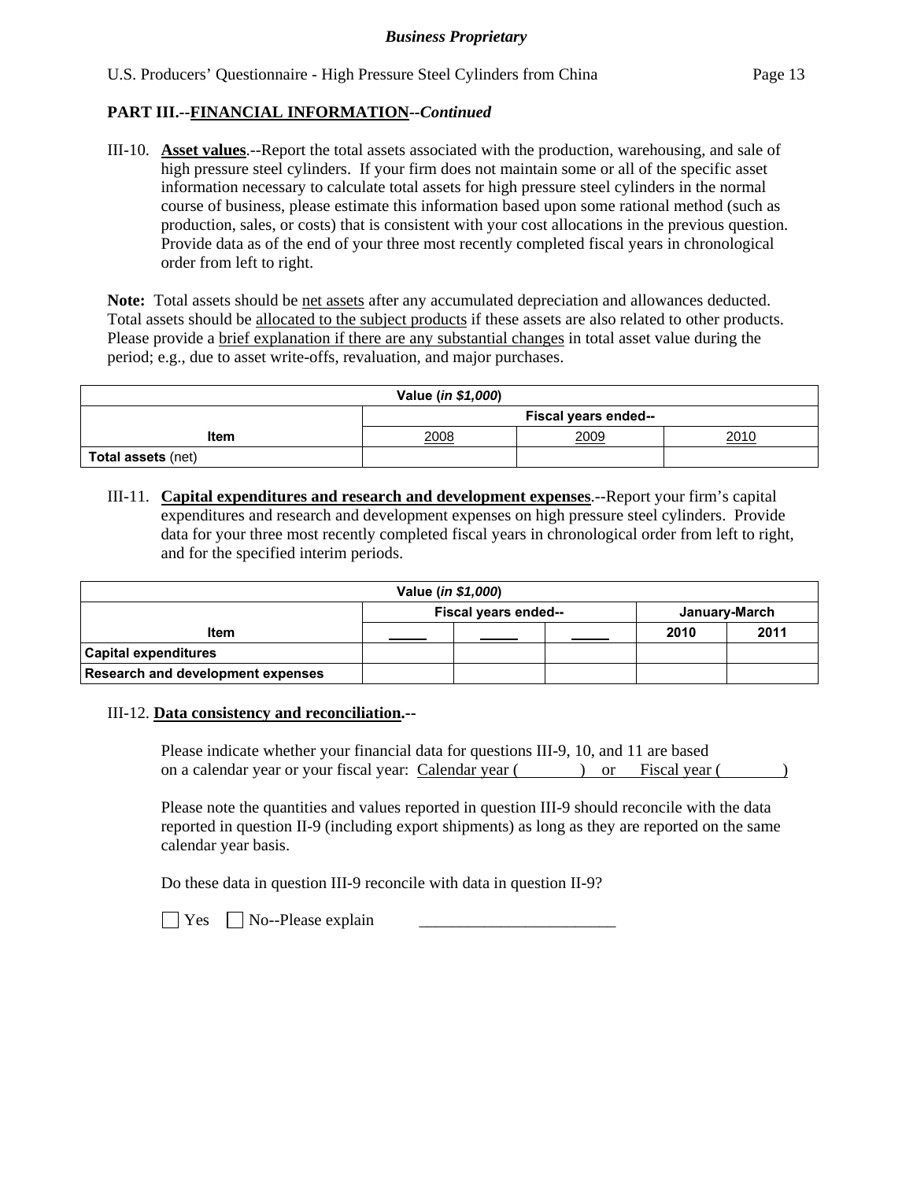## PART III.--FINANCIAL INFORMATION--*Continued*

III-10. **Asset values**.--Report the total assets associated with the production, warehousing, and sale of high pressure steel cylinders. If your firm does not maintain some or all of the specific asset information necessary to calculate total assets for high pressure steel cylinders in the normal course of business, please estimate this information based upon some rational method (such as production, sales, or costs) that is consistent with your cost allocations in the previous question. Provide data as of the end of your three most recently completed fiscal years in chronological order from left to right.

**Note:** Total assets should be net assets after any accumulated depreciation and allowances deducted. Total assets should be allocated to the subject products if these assets are also related to other products. Please provide a brief explanation if there are any substantial changes in total asset value during the period; e.g., due to asset write-offs, revaluation, and major purchases.

| Value (*in $1,000*) | | | |
|---|---|---|---|
| | Fiscal years ended-- | | |
| Item | 2008 | 2009 | 2010 |
| **Total assets** (net) | | | |

III-11. **Capital expenditures and research and development expenses**.--Report your firm's capital expenditures and research and development expenses on high pressure steel cylinders. Provide data for your three most recently completed fiscal years in chronological order from left to right, and for the specified interim periods.

| Value (*in $1,000*) | | | | | |
|---|---|---|---|---|---|
| | Fiscal years ended-- | | | January-March | |
| Item | _____ | _____ | _____ | 2010 | 2011 |
| **Capital expenditures** | | | | | |
| **Research and development expenses** | | | | | |

III-12. **Data consistency and reconciliation.--**

Please indicate whether your financial data for questions III-9, 10, and 11 are based on a calendar year or your fiscal year: Calendar year (          ) or Fiscal year (          )

Please note the quantities and values reported in question III-9 should reconcile with the data reported in question II-9 (including export shipments) as long as they are reported on the same calendar year basis.

Do these data in question III-9 reconcile with data in question II-9?

☐ Yes ☐ No--Please explain ________________________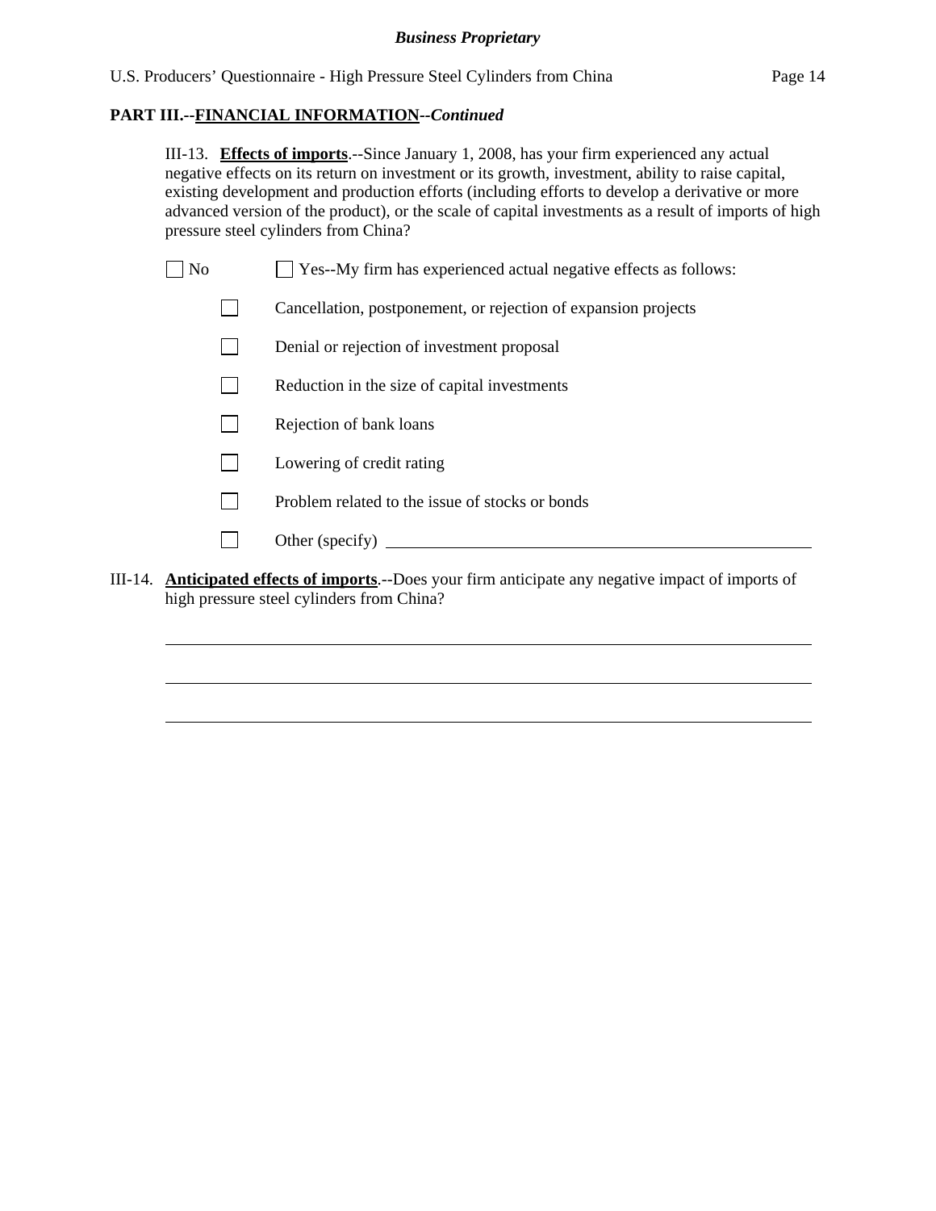**PART III.--FINANCIAL INFORMATION--*Continued***

III-13. **Effects of imports**.--Since January 1, 2008, has your firm experienced any actual negative effects on its return on investment or its growth, investment, ability to raise capital, existing development and production efforts (including efforts to develop a derivative or more advanced version of the product), or the scale of capital investments as a result of imports of high pressure steel cylinders from China?

☐ No ☐ Yes--My firm has experienced actual negative effects as follows:

- ☐ Cancellation, postponement, or rejection of expansion projects
- ☐ Denial or rejection of investment proposal
- ☐ Reduction in the size of capital investments
- ☐ Rejection of bank loans
- ☐ Lowering of credit rating
- ☐ Problem related to the issue of stocks or bonds
- ☐ Other (specify) ______________________________

III-14. **Anticipated effects of imports**.--Does your firm anticipate any negative impact of imports of high pressure steel cylinders from China?

______________________________

______________________________

______________________________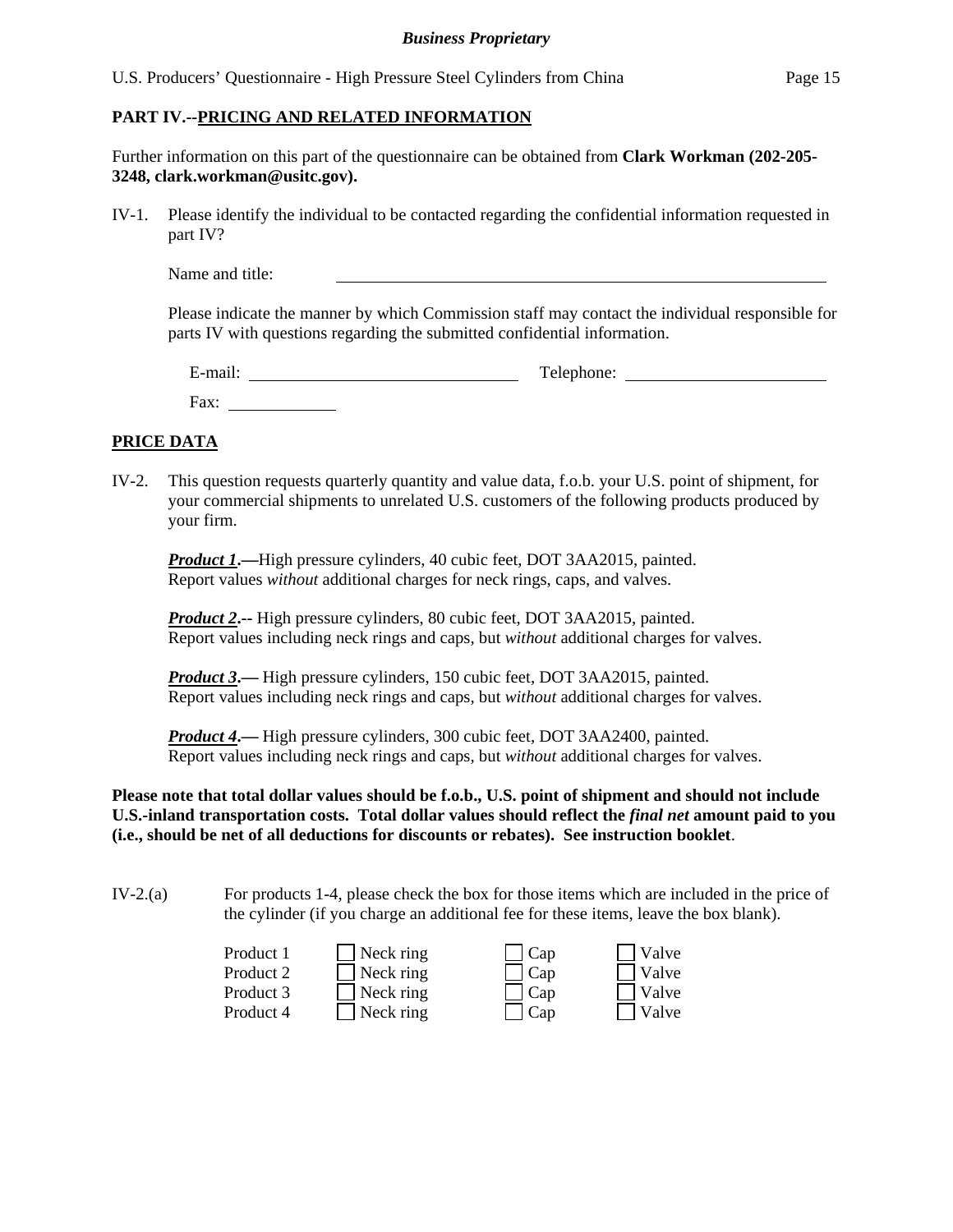## PART IV.--PRICING AND RELATED INFORMATION

Further information on this part of the questionnaire can be obtained from **Clark Workman (202-205-3248, clark.workman@usitc.gov).**

IV-1. Please identify the individual to be contacted regarding the confidential information requested in part IV?

Name and title: ______________________________

Please indicate the manner by which Commission staff may contact the individual responsible for parts IV with questions regarding the submitted confidential information.

E-mail: ______________________ Telephone: ______________________

Fax: __________

## PRICE DATA

IV-2. This question requests quarterly quantity and value data, f.o.b. your U.S. point of shipment, for your commercial shipments to unrelated U.S. customers of the following products produced by your firm.

***Product 1*.—**High pressure cylinders, 40 cubic feet, DOT 3AA2015, painted. Report values *without* additional charges for neck rings, caps, and valves.

***Product 2*.--** High pressure cylinders, 80 cubic feet, DOT 3AA2015, painted. Report values including neck rings and caps, but *without* additional charges for valves.

***Product 3*.—** High pressure cylinders, 150 cubic feet, DOT 3AA2015, painted. Report values including neck rings and caps, but *without* additional charges for valves.

***Product 4*.—** High pressure cylinders, 300 cubic feet, DOT 3AA2400, painted. Report values including neck rings and caps, but *without* additional charges for valves.

**Please note that total dollar values should be f.o.b., U.S. point of shipment and should not include U.S.-inland transportation costs. Total dollar values should reflect the *final net* amount paid to you (i.e., should be net of all deductions for discounts or rebates). See instruction booklet**.

IV-2.(a) For products 1-4, please check the box for those items which are included in the price of the cylinder (if you charge an additional fee for these items, leave the box blank).

| | | | |
|---|---|---|---|
| Product 1 | ☐ Neck ring | ☐ Cap | ☐ Valve |
| Product 2 | ☐ Neck ring | ☐ Cap | ☐ Valve |
| Product 3 | ☐ Neck ring | ☐ Cap | ☐ Valve |
| Product 4 | ☐ Neck ring | ☐ Cap | ☐ Valve |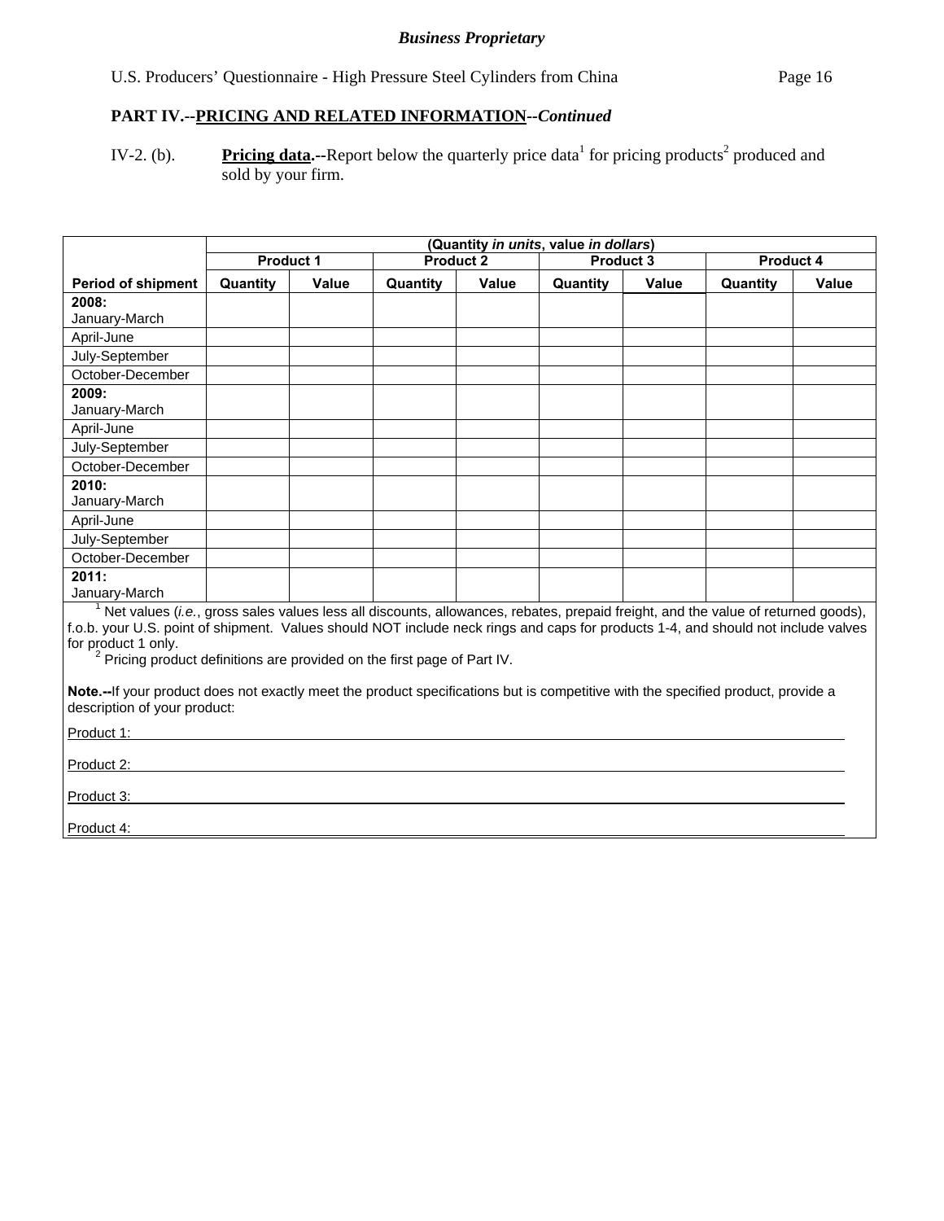*Business Proprietary*

**PART IV.--PRICING AND RELATED INFORMATION--*Continued***

IV-2. (b). **Pricing data.--**Report below the quarterly price data[1] for pricing products[2] produced and sold by your firm.

| | (Quantity *in units*, value *in dollars*) | | | | | | | |
|---|---|---|---|---|---|---|---|---|
| | Product 1 | | Product 2 | | Product 3 | | Product 4 | |
| **Period of shipment** | **Quantity** | **Value** | **Quantity** | **Value** | **Quantity** | **Value** | **Quantity** | **Value** |
| **2008:** January-March | | | | | | | | |
| April-June | | | | | | | | |
| July-September | | | | | | | | |
| October-December | | | | | | | | |
| **2009:** January-March | | | | | | | | |
| April-June | | | | | | | | |
| July-September | | | | | | | | |
| October-December | | | | | | | | |
| **2010:** January-March | | | | | | | | |
| April-June | | | | | | | | |
| July-September | | | | | | | | |
| October-December | | | | | | | | |
| **2011:** January-March | | | | | | | | |

[1] Net values (*i.e.*, gross sales values less all discounts, allowances, rebates, prepaid freight, and the value of returned goods), f.o.b. your U.S. point of shipment. Values should NOT include neck rings and caps for products 1-4, and should not include valves for product 1 only.

[2] Pricing product definitions are provided on the first page of Part IV.

**Note.--**If your product does not exactly meet the product specifications but is competitive with the specified product, provide a description of your product:

Product 1: \_\_\_\_\_\_\_\_\_\_\_\_\_\_\_\_\_\_\_\_\_\_\_\_\_\_\_\_\_\_

Product 2: \_\_\_\_\_\_\_\_\_\_\_\_\_\_\_\_\_\_\_\_\_\_\_\_\_\_\_\_\_\_

Product 3: \_\_\_\_\_\_\_\_\_\_\_\_\_\_\_\_\_\_\_\_\_\_\_\_\_\_\_\_\_\_

Product 4: \_\_\_\_\_\_\_\_\_\_\_\_\_\_\_\_\_\_\_\_\_\_\_\_\_\_\_\_\_\_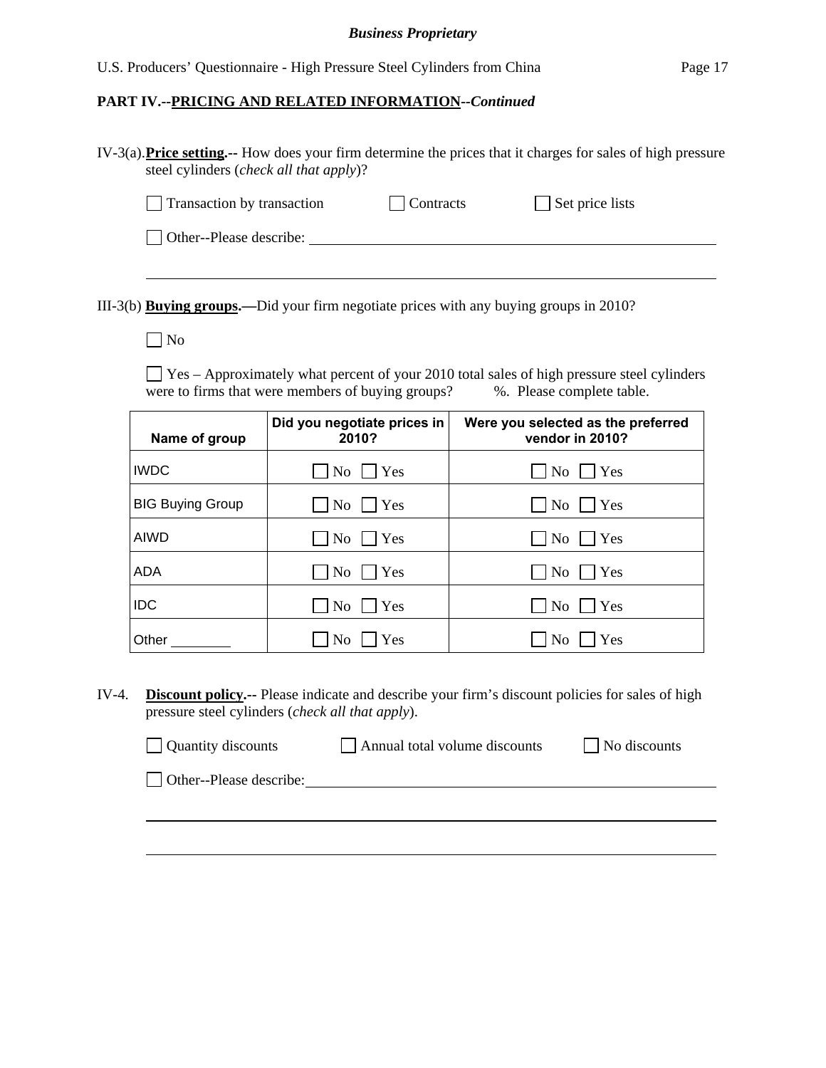**PART IV.--PRICING AND RELATED INFORMATION--*Continued***

IV-3(a). **Price setting.--** How does your firm determine the prices that it charges for sales of high pressure steel cylinders (*check all that apply*)?

☐ Transaction by transaction ☐ Contracts ☐ Set price lists

☐ Other--Please describe: ______________________________________________

______________________________________________________________________

III-3(b) **Buying groups.—**Did your firm negotiate prices with any buying groups in 2010?

☐ No

☐ Yes – Approximately what percent of your 2010 total sales of high pressure steel cylinders were to firms that were members of buying groups? %. Please complete table.

| Name of group | Did you negotiate prices in 2010? | Were you selected as the preferred vendor in 2010? |
|---|---|---|
| IWDC | ☐ No ☐ Yes | ☐ No ☐ Yes |
| BIG Buying Group | ☐ No ☐ Yes | ☐ No ☐ Yes |
| AIWD | ☐ No ☐ Yes | ☐ No ☐ Yes |
| ADA | ☐ No ☐ Yes | ☐ No ☐ Yes |
| IDC | ☐ No ☐ Yes | ☐ No ☐ Yes |
| Other ________ | ☐ No ☐ Yes | ☐ No ☐ Yes |

IV-4. **Discount policy.--** Please indicate and describe your firm's discount policies for sales of high pressure steel cylinders (*check all that apply*).

☐ Quantity discounts ☐ Annual total volume discounts ☐ No discounts

☐ Other--Please describe: ______________________________________________

______________________________________________________________________

______________________________________________________________________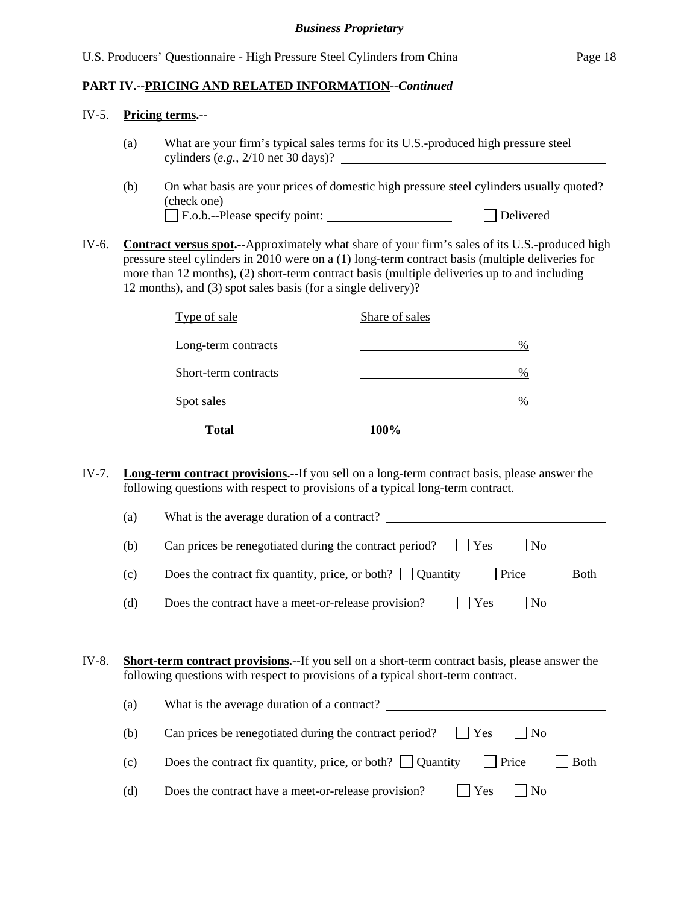**PART IV.--PRICING AND RELATED INFORMATION--*Continued***

IV-5. **Pricing terms.--**

(a) What are your firm's typical sales terms for its U.S.-produced high pressure steel cylinders (*e.g.*, 2/10 net 30 days)? ____________________

(b) On what basis are your prices of domestic high pressure steel cylinders usually quoted? (check one)

☐ F.o.b.--Please specify point: ____________ ☐ Delivered

IV-6. **Contract versus spot.--**Approximately what share of your firm's sales of its U.S.-produced high pressure steel cylinders in 2010 were on a (1) long-term contract basis (multiple deliveries for more than 12 months), (2) short-term contract basis (multiple deliveries up to and including 12 months), and (3) spot sales basis (for a single delivery)?

| Type of sale | Share of sales |
|---|---|
| Long-term contracts | ____ % |
| Short-term contracts | ____ % |
| Spot sales | ____ % |
| **Total** | **100%** |

IV-7. **Long-term contract provisions.--**If you sell on a long-term contract basis, please answer the following questions with respect to provisions of a typical long-term contract.

(a) What is the average duration of a contract? ____________________

(b) Can prices be renegotiated during the contract period? ☐ Yes ☐ No

(c) Does the contract fix quantity, price, or both? ☐ Quantity ☐ Price ☐ Both

(d) Does the contract have a meet-or-release provision? ☐ Yes ☐ No

IV-8. **Short-term contract provisions.--**If you sell on a short-term contract basis, please answer the following questions with respect to provisions of a typical short-term contract.

(a) What is the average duration of a contract? ____________________

(b) Can prices be renegotiated during the contract period? ☐ Yes ☐ No

(c) Does the contract fix quantity, price, or both? ☐ Quantity ☐ Price ☐ Both

(d) Does the contract have a meet-or-release provision? ☐ Yes ☐ No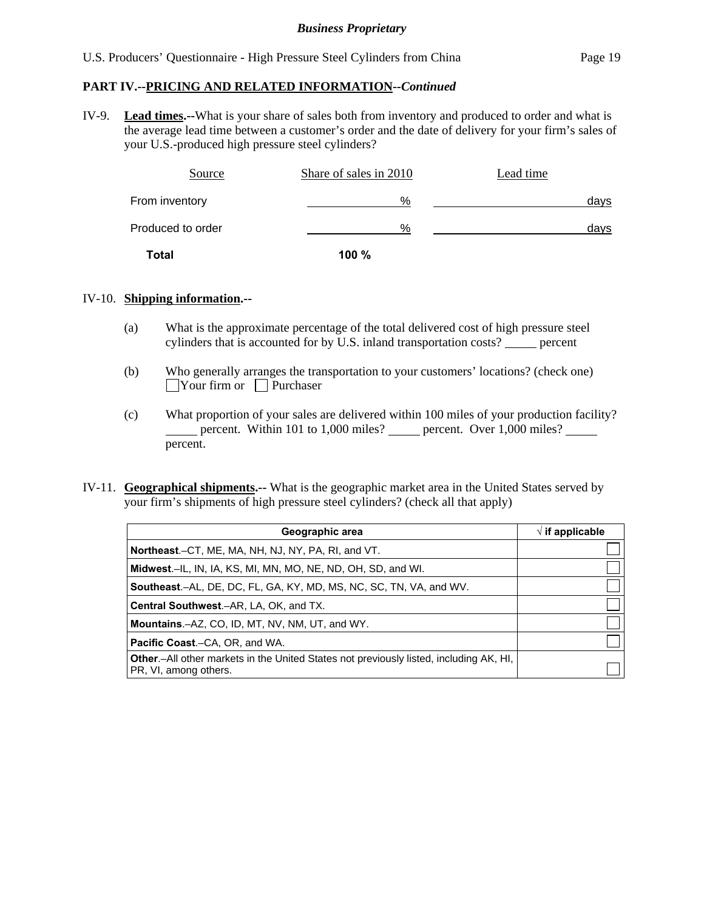***Business Proprietary***

## PART IV.--PRICING AND RELATED INFORMATION--*Continued*

IV-9. **Lead times.--**What is your share of sales both from inventory and produced to order and what is the average lead time between a customer's order and the date of delivery for your firm's sales of your U.S.-produced high pressure steel cylinders?

| Source | Share of sales in 2010 | Lead time |
|---|---|---|
| From inventory | ______ % | ______ days |
| Produced to order | ______ % | ______ days |
| **Total** | **100 %** | |

IV-10. **Shipping information.--**

(a) What is the approximate percentage of the total delivered cost of high pressure steel cylinders that is accounted for by U.S. inland transportation costs? _____ percent

(b) Who generally arranges the transportation to your customers' locations? (check one)
☐ Your firm or ☐ Purchaser

(c) What proportion of your sales are delivered within 100 miles of your production facility? _____ percent. Within 101 to 1,000 miles? _____ percent. Over 1,000 miles? _____ percent.

IV-11. **Geographical shipments.--** What is the geographic market area in the United States served by your firm's shipments of high pressure steel cylinders? (check all that apply)

| Geographic area | √ if applicable |
|---|---|
| **Northeast**.–CT, ME, MA, NH, NJ, NY, PA, RI, and VT. | ☐ |
| **Midwest**.–IL, IN, IA, KS, MI, MN, MO, NE, ND, OH, SD, and WI. | ☐ |
| **Southeast**.–AL, DE, DC, FL, GA, KY, MD, MS, NC, SC, TN, VA, and WV. | ☐ |
| **Central Southwest**.–AR, LA, OK, and TX. | ☐ |
| **Mountains**.–AZ, CO, ID, MT, NV, NM, UT, and WY. | ☐ |
| **Pacific Coast**.–CA, OR, and WA. | ☐ |
| **Other**.–All other markets in the United States not previously listed, including AK, HI, PR, VI, among others. | ☐ |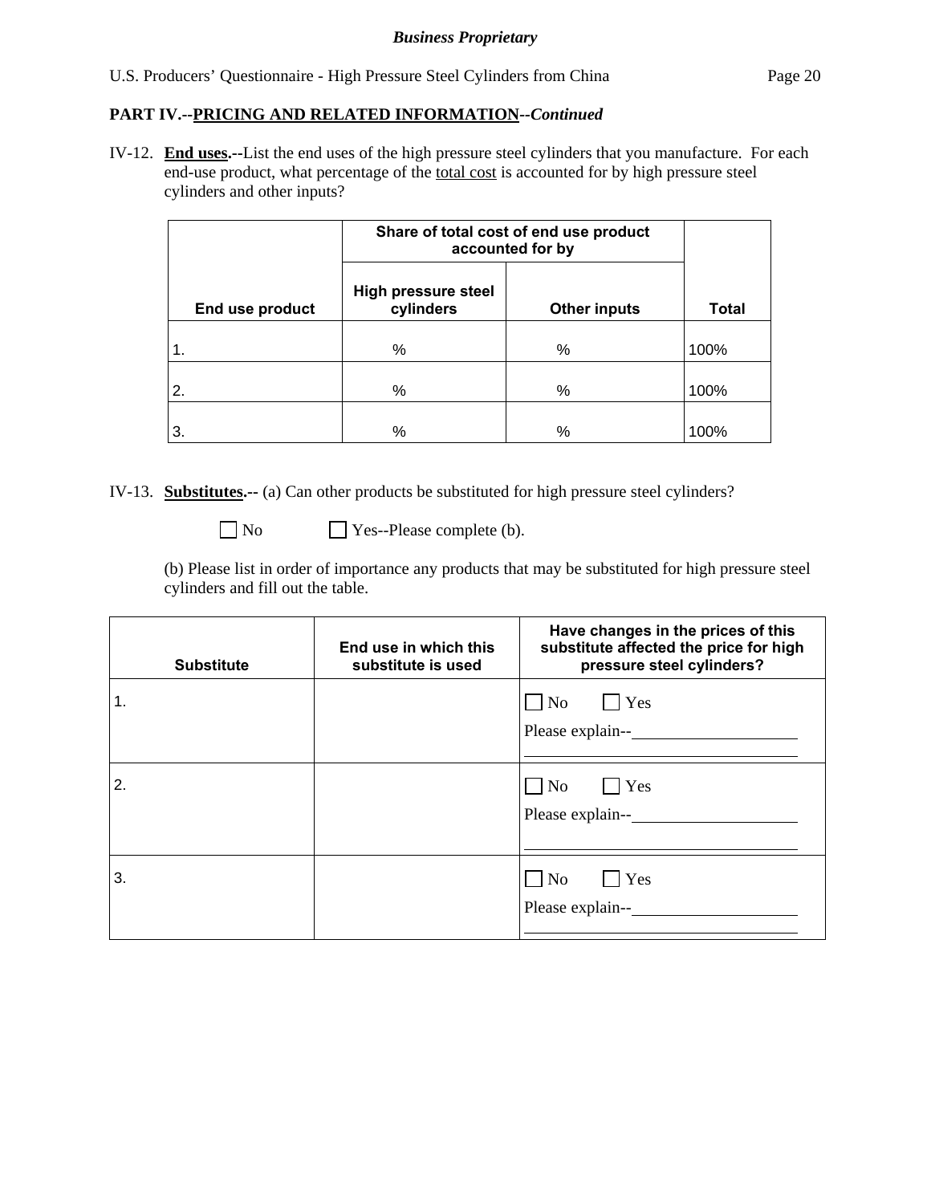**PART IV.--PRICING AND RELATED INFORMATION--*Continued***

IV-12. **End uses.--**List the end uses of the high pressure steel cylinders that you manufacture. For each end-use product, what percentage of the total cost is accounted for by high pressure steel cylinders and other inputs?

| End use product | Share of total cost of end use product accounted for by | | Total |
|---|---|---|---|
| | High pressure steel cylinders | Other inputs | |
| 1. | % | % | 100% |
| 2. | % | % | 100% |
| 3. | % | % | 100% |

IV-13. **Substitutes.--** (a) Can other products be substituted for high pressure steel cylinders?

☐ No ☐ Yes--Please complete (b).

(b) Please list in order of importance any products that may be substituted for high pressure steel cylinders and fill out the table.

| Substitute | End use in which this substitute is used | Have changes in the prices of this substitute affected the price for high pressure steel cylinders? |
|---|---|---|
| 1. | | ☐ No ☐ Yes<br>Please explain--____ |
| 2. | | ☐ No ☐ Yes<br>Please explain--____ |
| 3. | | ☐ No ☐ Yes<br>Please explain--____ |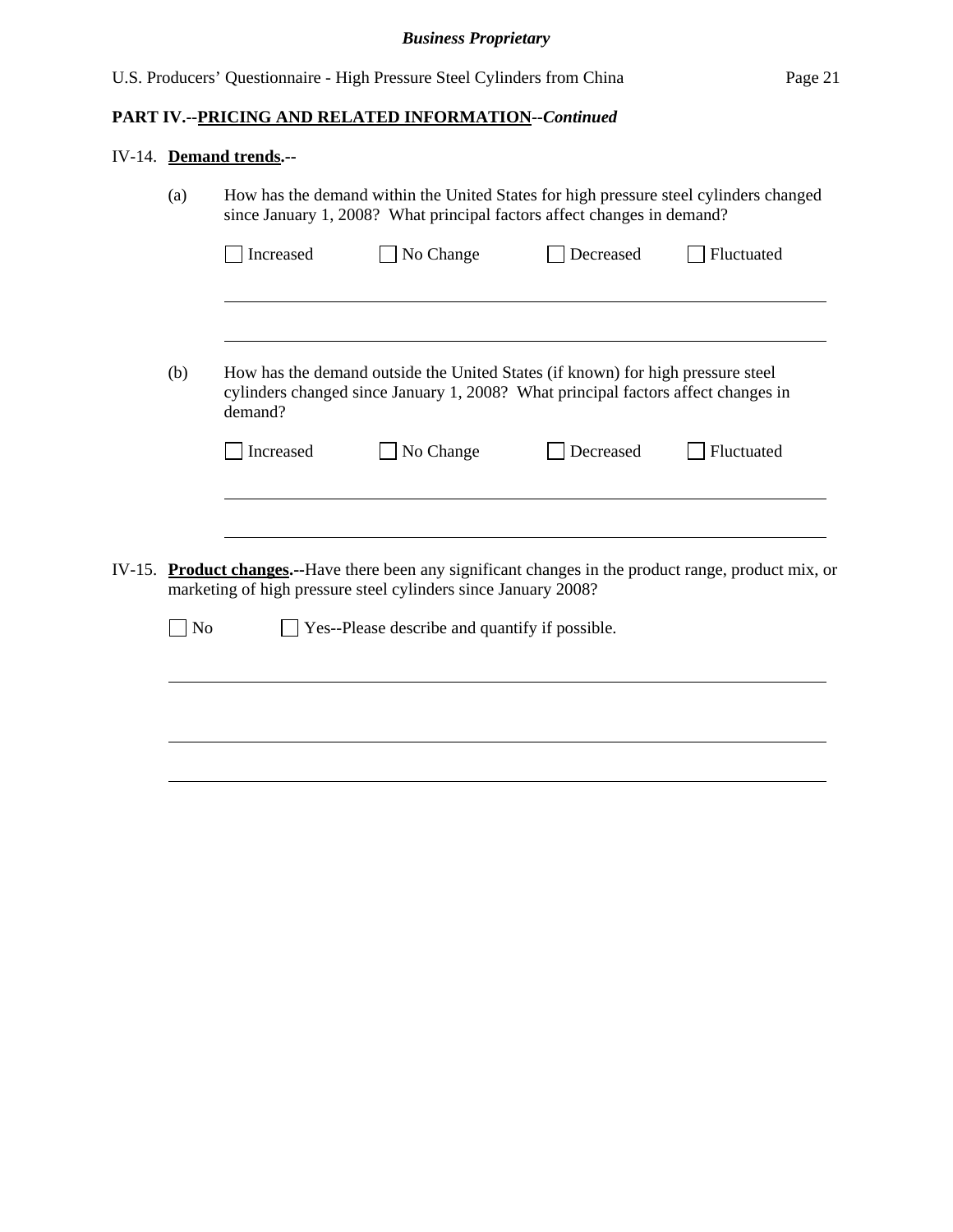**PART IV.--PRICING AND RELATED INFORMATION--*Continued***

IV-14. **Demand trends.**--

(a) How has the demand within the United States for high pressure steel cylinders changed since January 1, 2008? What principal factors affect changes in demand?

☐ Increased ☐ No Change ☐ Decreased ☐ Fluctuated

______________________________________________________________________

______________________________________________________________________

(b) How has the demand outside the United States (if known) for high pressure steel cylinders changed since January 1, 2008? What principal factors affect changes in demand?

☐ Increased ☐ No Change ☐ Decreased ☐ Fluctuated

______________________________________________________________________

______________________________________________________________________

IV-15. **Product changes.**--Have there been any significant changes in the product range, product mix, or marketing of high pressure steel cylinders since January 2008?

☐ No ☐ Yes--Please describe and quantify if possible.

______________________________________________________________________

______________________________________________________________________

______________________________________________________________________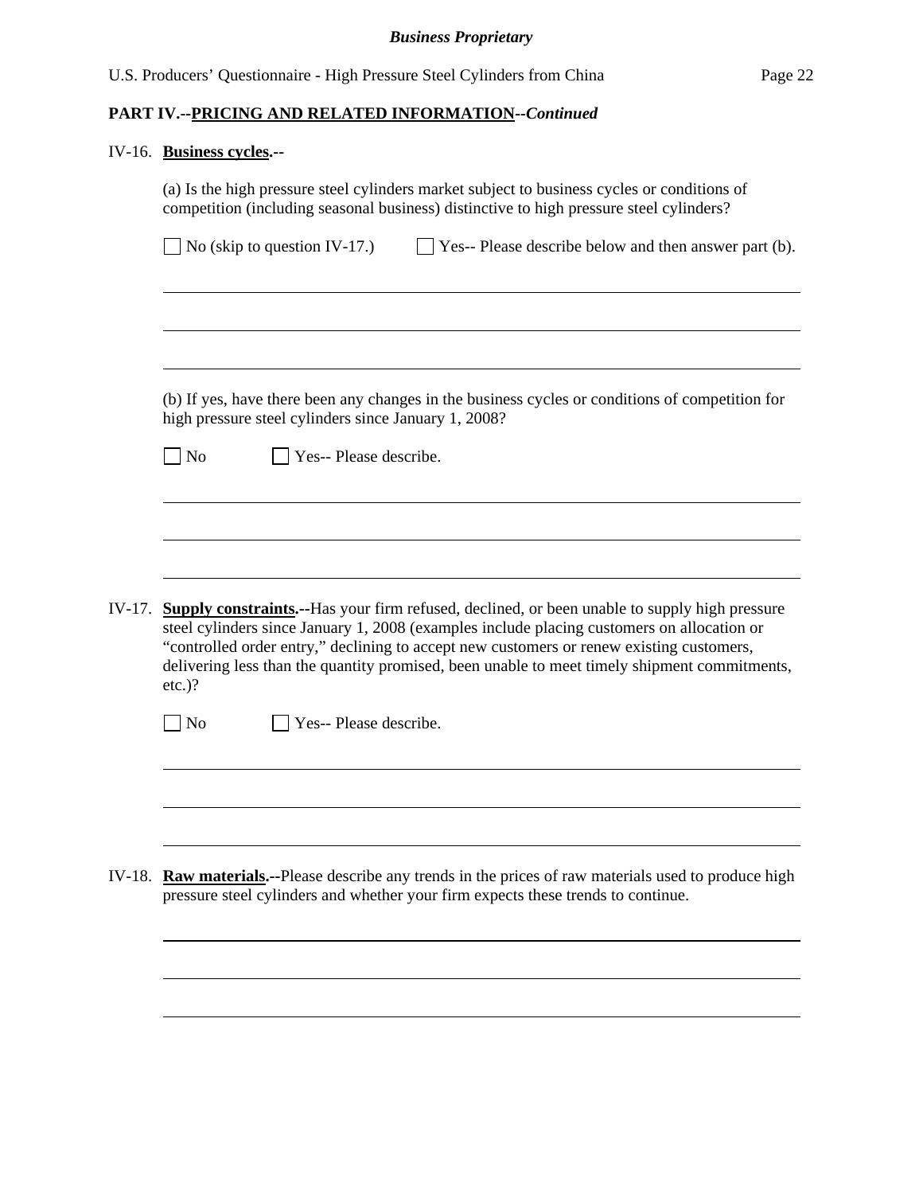**PART IV.--PRICING AND RELATED INFORMATION--*Continued***

IV-16. **Business cycles.--**

(a) Is the high pressure steel cylinders market subject to business cycles or conditions of competition (including seasonal business) distinctive to high pressure steel cylinders?

☐ No (skip to question IV-17.)  ☐ Yes-- Please describe below and then answer part (b).

______________________________________________________________________

______________________________________________________________________

______________________________________________________________________

(b) If yes, have there been any changes in the business cycles or conditions of competition for high pressure steel cylinders since January 1, 2008?

☐ No  ☐ Yes-- Please describe.

______________________________________________________________________

______________________________________________________________________

______________________________________________________________________

IV-17. **Supply constraints.--**Has your firm refused, declined, or been unable to supply high pressure steel cylinders since January 1, 2008 (examples include placing customers on allocation or "controlled order entry," declining to accept new customers or renew existing customers, delivering less than the quantity promised, been unable to meet timely shipment commitments, etc.)?

☐ No  ☐ Yes-- Please describe.

______________________________________________________________________

______________________________________________________________________

______________________________________________________________________

IV-18. **Raw materials.--**Please describe any trends in the prices of raw materials used to produce high pressure steel cylinders and whether your firm expects these trends to continue.

______________________________________________________________________

______________________________________________________________________

______________________________________________________________________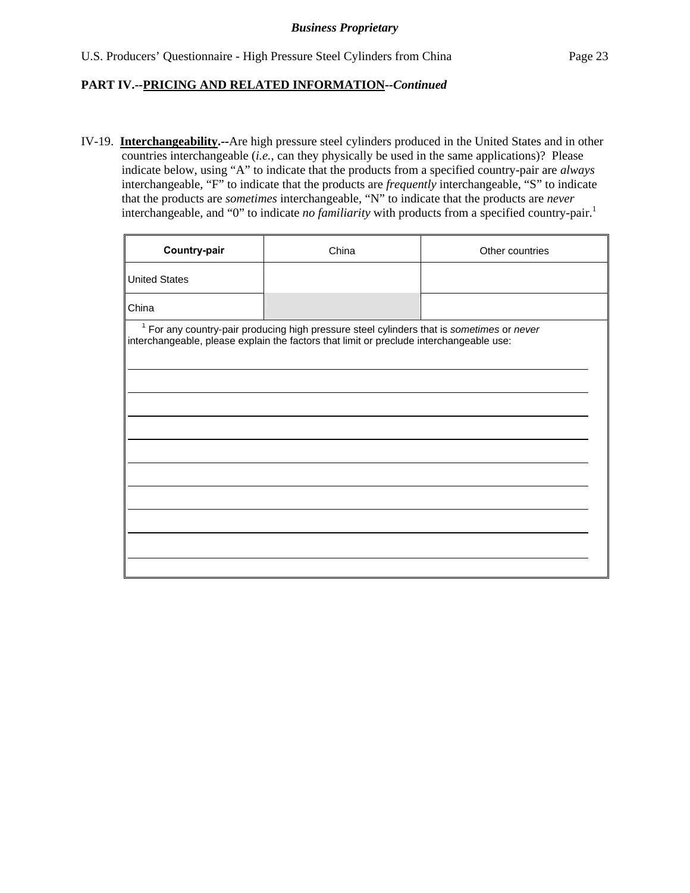**PART IV.--PRICING AND RELATED INFORMATION--*Continued***

IV-19. **Interchangeability.--**Are high pressure steel cylinders produced in the United States and in other countries interchangeable (*i.e.*, can they physically be used in the same applications)? Please indicate below, using "A" to indicate that the products from a specified country-pair are *always* interchangeable, "F" to indicate that the products are *frequently* interchangeable, "S" to indicate that the products are *sometimes* interchangeable, "N" to indicate that the products are *never* interchangeable, and "0" to indicate *no familiarity* with products from a specified country-pair.[1]

| **Country-pair** | China | Other countries |
|---|---|---|
| United States | | |
| China | | |

[1] For any country-pair producing high pressure steel cylinders that is *sometimes* or *never* interchangeable, please explain the factors that limit or preclude interchangeable use:

______________________________________________________________________

______________________________________________________________________

______________________________________________________________________

______________________________________________________________________

______________________________________________________________________

______________________________________________________________________

______________________________________________________________________

______________________________________________________________________

______________________________________________________________________

______________________________________________________________________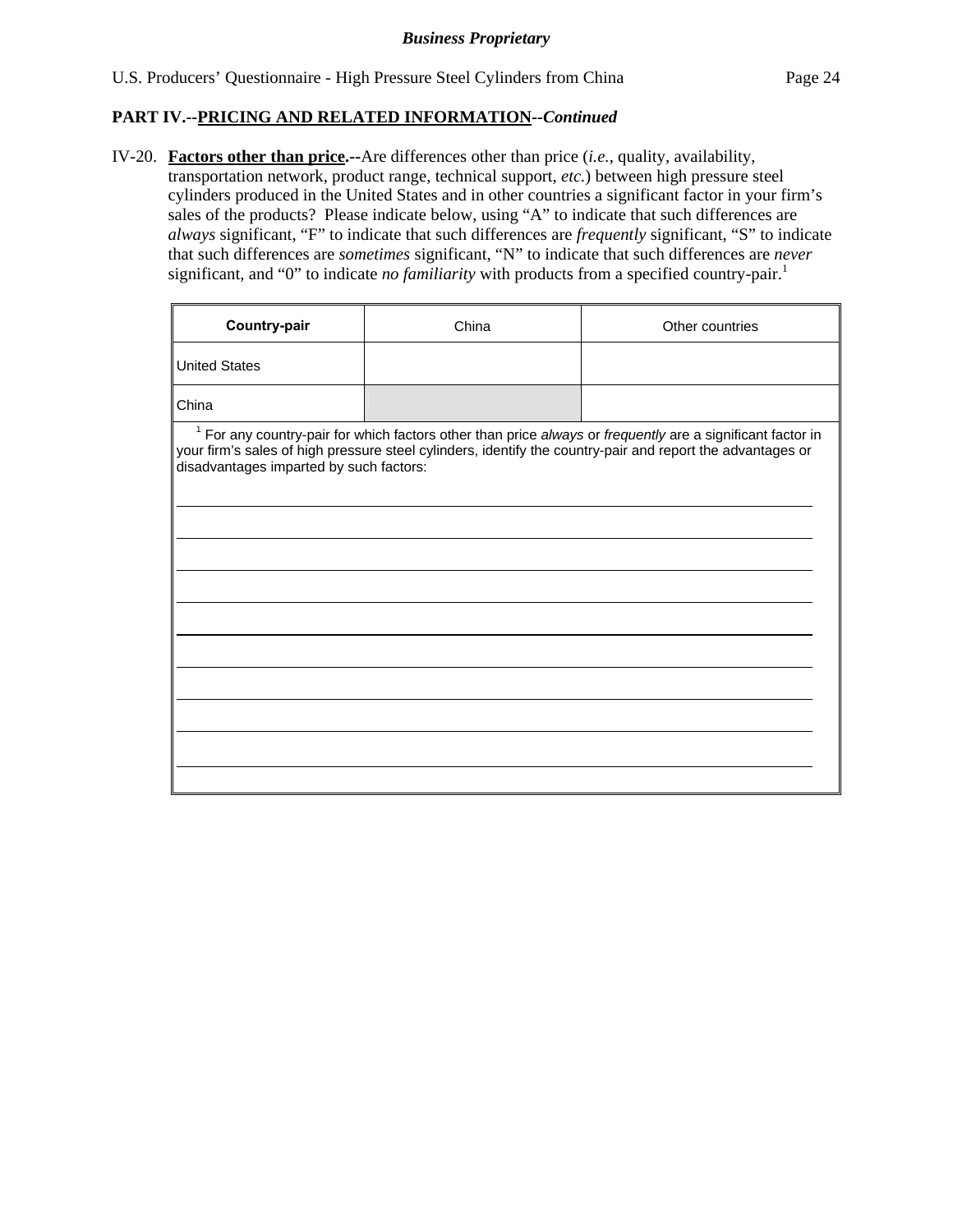**Business Proprietary**

## PART IV.--PRICING AND RELATED INFORMATION--*Continued*

IV-20. **Factors other than price.--**Are differences other than price (*i.e.*, quality, availability, transportation network, product range, technical support, *etc.*) between high pressure steel cylinders produced in the United States and in other countries a significant factor in your firm's sales of the products? Please indicate below, using "A" to indicate that such differences are *always* significant, "F" to indicate that such differences are *frequently* significant, "S" to indicate that such differences are *sometimes* significant, "N" to indicate that such differences are *never* significant, and "0" to indicate *no familiarity* with products from a specified country-pair.[1]

| **Country-pair** | China | Other countries |
|---|---|---|
| United States | | |
| China | | |

[1] For any country-pair for which factors other than price *always* or *frequently* are a significant factor in your firm's sales of high pressure steel cylinders, identify the country-pair and report the advantages or disadvantages imparted by such factors:

\_\_\_\_\_\_\_\_\_\_\_\_\_\_\_\_\_\_\_\_\_\_\_\_\_\_\_\_\_\_\_\_\_\_\_\_\_\_\_\_\_\_\_\_\_\_\_\_\_\_\_\_\_\_\_\_\_\_\_\_\_\_\_\_\_\_\_\_\_\_\_\_\_\_\_\_\_\_

\_\_\_\_\_\_\_\_\_\_\_\_\_\_\_\_\_\_\_\_\_\_\_\_\_\_\_\_\_\_\_\_\_\_\_\_\_\_\_\_\_\_\_\_\_\_\_\_\_\_\_\_\_\_\_\_\_\_\_\_\_\_\_\_\_\_\_\_\_\_\_\_\_\_\_\_\_\_

\_\_\_\_\_\_\_\_\_\_\_\_\_\_\_\_\_\_\_\_\_\_\_\_\_\_\_\_\_\_\_\_\_\_\_\_\_\_\_\_\_\_\_\_\_\_\_\_\_\_\_\_\_\_\_\_\_\_\_\_\_\_\_\_\_\_\_\_\_\_\_\_\_\_\_\_\_\_

\_\_\_\_\_\_\_\_\_\_\_\_\_\_\_\_\_\_\_\_\_\_\_\_\_\_\_\_\_\_\_\_\_\_\_\_\_\_\_\_\_\_\_\_\_\_\_\_\_\_\_\_\_\_\_\_\_\_\_\_\_\_\_\_\_\_\_\_\_\_\_\_\_\_\_\_\_\_

\_\_\_\_\_\_\_\_\_\_\_\_\_\_\_\_\_\_\_\_\_\_\_\_\_\_\_\_\_\_\_\_\_\_\_\_\_\_\_\_\_\_\_\_\_\_\_\_\_\_\_\_\_\_\_\_\_\_\_\_\_\_\_\_\_\_\_\_\_\_\_\_\_\_\_\_\_\_

\_\_\_\_\_\_\_\_\_\_\_\_\_\_\_\_\_\_\_\_\_\_\_\_\_\_\_\_\_\_\_\_\_\_\_\_\_\_\_\_\_\_\_\_\_\_\_\_\_\_\_\_\_\_\_\_\_\_\_\_\_\_\_\_\_\_\_\_\_\_\_\_\_\_\_\_\_\_

\_\_\_\_\_\_\_\_\_\_\_\_\_\_\_\_\_\_\_\_\_\_\_\_\_\_\_\_\_\_\_\_\_\_\_\_\_\_\_\_\_\_\_\_\_\_\_\_\_\_\_\_\_\_\_\_\_\_\_\_\_\_\_\_\_\_\_\_\_\_\_\_\_\_\_\_\_\_

\_\_\_\_\_\_\_\_\_\_\_\_\_\_\_\_\_\_\_\_\_\_\_\_\_\_\_\_\_\_\_\_\_\_\_\_\_\_\_\_\_\_\_\_\_\_\_\_\_\_\_\_\_\_\_\_\_\_\_\_\_\_\_\_\_\_\_\_\_\_\_\_\_\_\_\_\_\_

\_\_\_\_\_\_\_\_\_\_\_\_\_\_\_\_\_\_\_\_\_\_\_\_\_\_\_\_\_\_\_\_\_\_\_\_\_\_\_\_\_\_\_\_\_\_\_\_\_\_\_\_\_\_\_\_\_\_\_\_\_\_\_\_\_\_\_\_\_\_\_\_\_\_\_\_\_\_

\_\_\_\_\_\_\_\_\_\_\_\_\_\_\_\_\_\_\_\_\_\_\_\_\_\_\_\_\_\_\_\_\_\_\_\_\_\_\_\_\_\_\_\_\_\_\_\_\_\_\_\_\_\_\_\_\_\_\_\_\_\_\_\_\_\_\_\_\_\_\_\_\_\_\_\_\_\_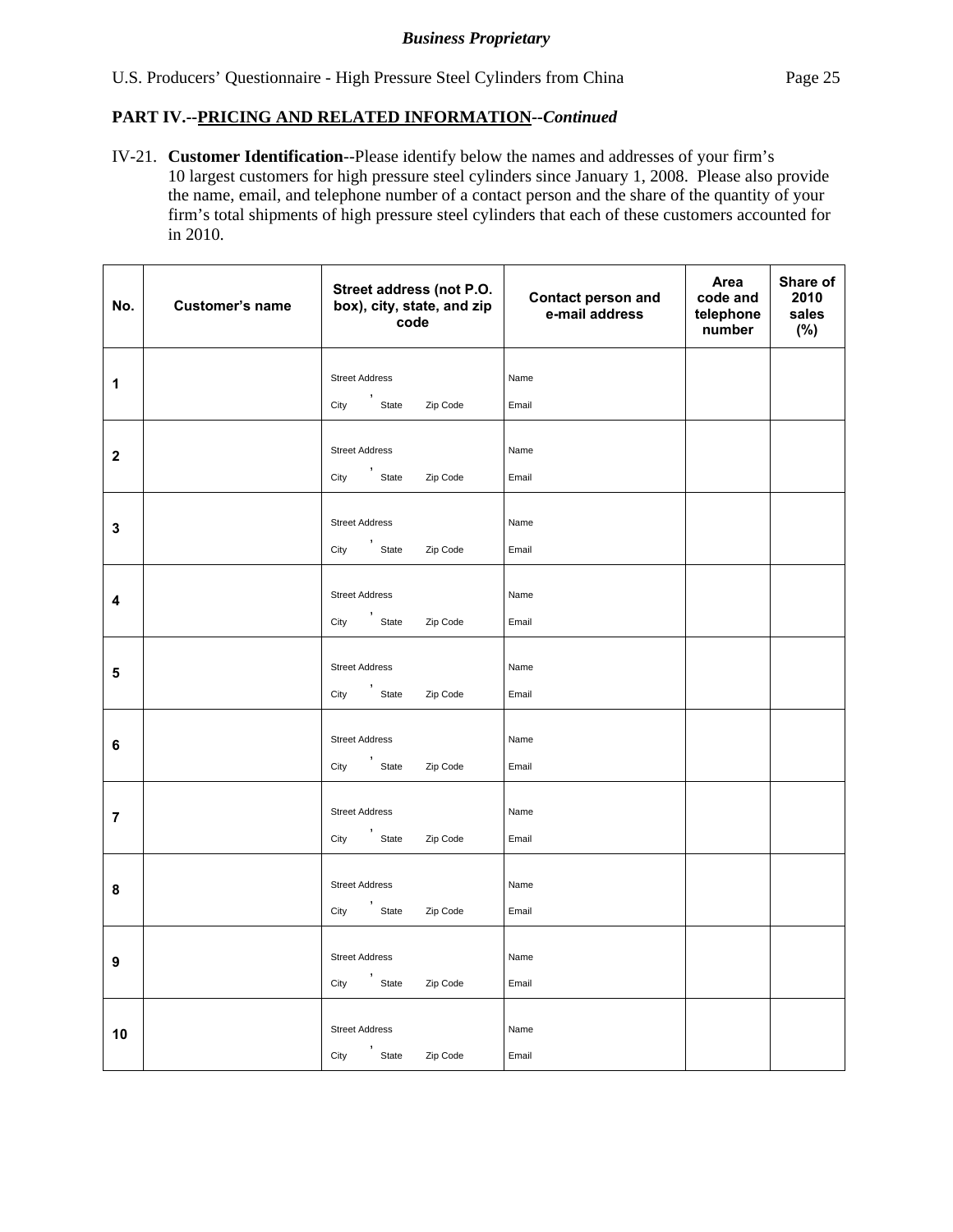***Business Proprietary***

## PART IV.--PRICING AND RELATED INFORMATION--*Continued*

IV-21. **Customer Identification**--Please identify below the names and addresses of your firm's 10 largest customers for high pressure steel cylinders since January 1, 2008. Please also provide the name, email, and telephone number of a contact person and the share of the quantity of your firm's total shipments of high pressure steel cylinders that each of these customers accounted for in 2010.

| No. | Customer's name | Street address (not P.O. box), city, state, and zip code | Contact person and e-mail address | Area code and telephone number | Share of 2010 sales (%) |
|---|---|---|---|---|---|
| 1 | | Street Address<br>City , State Zip Code | Name<br>Email | | |
| 2 | | Street Address<br>City , State Zip Code | Name<br>Email | | |
| 3 | | Street Address<br>City , State Zip Code | Name<br>Email | | |
| 4 | | Street Address<br>City , State Zip Code | Name<br>Email | | |
| 5 | | Street Address<br>City , State Zip Code | Name<br>Email | | |
| 6 | | Street Address<br>City , State Zip Code | Name<br>Email | | |
| 7 | | Street Address<br>City , State Zip Code | Name<br>Email | | |
| 8 | | Street Address<br>City , State Zip Code | Name<br>Email | | |
| 9 | | Street Address<br>City , State Zip Code | Name<br>Email | | |
| 10 | | Street Address<br>City , State Zip Code | Name<br>Email | | |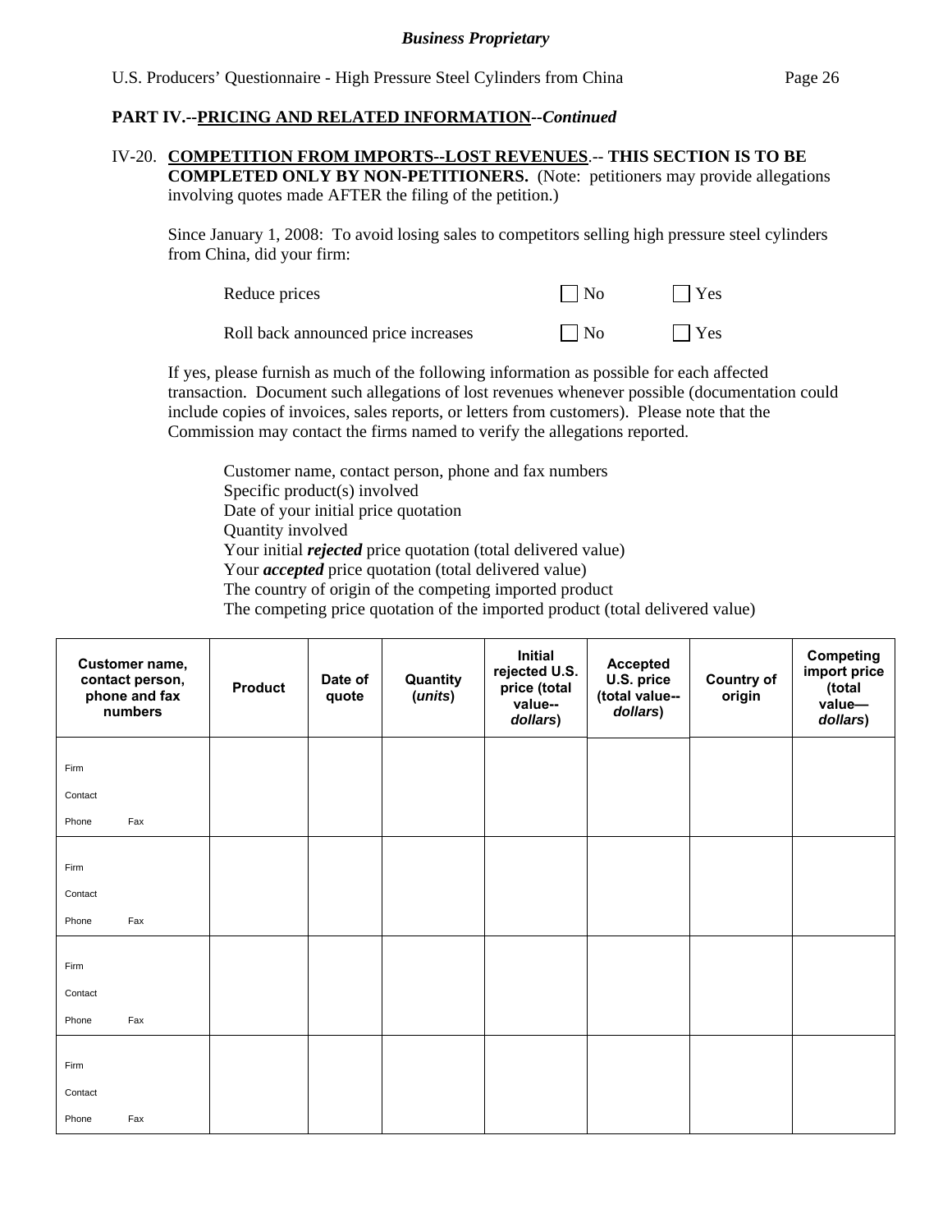## PART IV.--PRICING AND RELATED INFORMATION--*Continued*

IV-20. **COMPETITION FROM IMPORTS--LOST REVENUES**.-- **THIS SECTION IS TO BE COMPLETED ONLY BY NON-PETITIONERS.** (Note: petitioners may provide allegations involving quotes made AFTER the filing of the petition.)

Since January 1, 2008: To avoid losing sales to competitors selling high pressure steel cylinders from China, did your firm:

| | | |
|---|---|---|
| Reduce prices | ☐ No | ☐ Yes |
| Roll back announced price increases | ☐ No | ☐ Yes |

If yes, please furnish as much of the following information as possible for each affected transaction. Document such allegations of lost revenues whenever possible (documentation could include copies of invoices, sales reports, or letters from customers). Please note that the Commission may contact the firms named to verify the allegations reported.

Customer name, contact person, phone and fax numbers
Specific product(s) involved
Date of your initial price quotation
Quantity involved
Your initial ***rejected*** price quotation (total delivered value)
Your ***accepted*** price quotation (total delivered value)
The country of origin of the competing imported product
The competing price quotation of the imported product (total delivered value)

| Customer name, contact person, phone and fax numbers | Product | Date of quote | Quantity (*units*) | Initial rejected U.S. price (total value--*dollars*) | Accepted U.S. price (total value--*dollars*) | Country of origin | Competing import price (total value—*dollars*) |
|---|---|---|---|---|---|---|---|
| Firm<br>Contact<br>Phone Fax | | | | | | | |
| Firm<br>Contact<br>Phone Fax | | | | | | | |
| Firm<br>Contact<br>Phone Fax | | | | | | | |
| Firm<br>Contact<br>Phone Fax | | | | | | | |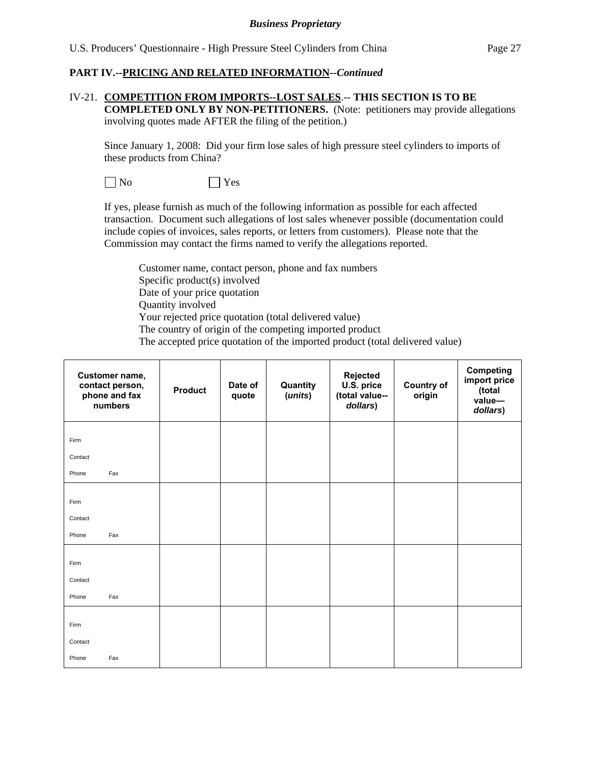**PART IV.--PRICING AND RELATED INFORMATION--*Continued***

IV-21. **COMPETITION FROM IMPORTS--LOST SALES.-- THIS SECTION IS TO BE COMPLETED ONLY BY NON-PETITIONERS.** (Note: petitioners may provide allegations involving quotes made AFTER the filing of the petition.)

Since January 1, 2008: Did your firm lose sales of high pressure steel cylinders to imports of these products from China?

☐ No ☐ Yes

If yes, please furnish as much of the following information as possible for each affected transaction. Document such allegations of lost sales whenever possible (documentation could include copies of invoices, sales reports, or letters from customers). Please note that the Commission may contact the firms named to verify the allegations reported.

Customer name, contact person, phone and fax numbers
Specific product(s) involved
Date of your price quotation
Quantity involved
Your rejected price quotation (total delivered value)
The country of origin of the competing imported product
The accepted price quotation of the imported product (total delivered value)

| Customer name, contact person, phone and fax numbers | Product | Date of quote | Quantity (*units*) | Rejected U.S. price (total value--*dollars*) | Country of origin | Competing import price (total value—*dollars*) |
|---|---|---|---|---|---|---|
| Firm<br>Contact<br>Phone Fax | | | | | | |
| Firm<br>Contact<br>Phone Fax | | | | | | |
| Firm<br>Contact<br>Phone Fax | | | | | | |
| Firm<br>Contact<br>Phone Fax | | | | | | |